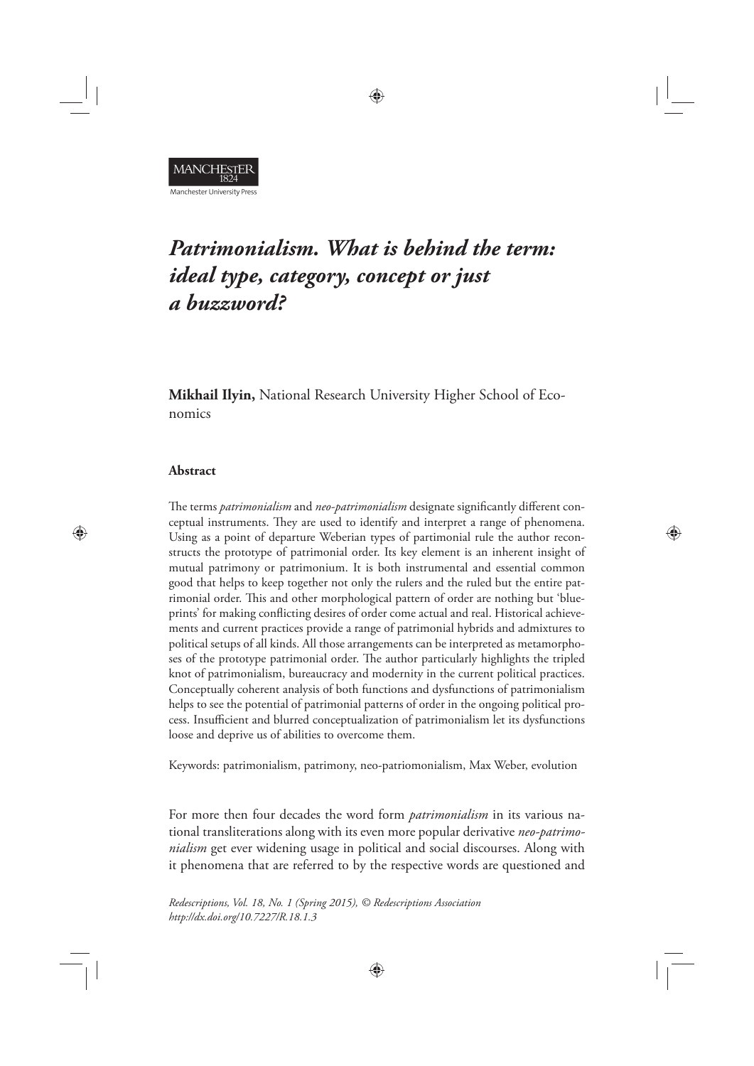MANCHESTER
1824
Manchester University Press

# *Patrimonialism. What is behind the term: ideal type, category, concept or just a buzzword?*

**Mikhail Ilyin,** National Research University Higher School of Economics

### **Abstract**

The terms *patrimonialism* and *neo-patrimonialism* designate significantly different conceptual instruments. They are used to identify and interpret a range of phenomena. Using as a point of departure Weberian types of partimonial rule the author reconstructs the prototype of patrimonial order. Its key element is an inherent insight of mutual patrimony or patrimonium. It is both instrumental and essential common good that helps to keep together not only the rulers and the ruled but the entire patrimonial order. This and other morphological pattern of order are nothing but 'blueprints' for making conflicting desires of order come actual and real. Historical achievements and current practices provide a range of patrimonial hybrids and admixtures to political setups of all kinds. All those arrangements can be interpreted as metamorphoses of the prototype patrimonial order. The author particularly highlights the tripled knot of patrimonialism, bureaucracy and modernity in the current political practices. Conceptually coherent analysis of both functions and dysfunctions of patrimonialism helps to see the potential of patrimonial patterns of order in the ongoing political process. Insufficient and blurred conceptualization of patrimonialism let its dysfunctions loose and deprive us of abilities to overcome them.

Keywords: patrimonialism, patrimony, neo-patriomonialism, Max Weber, evolution

For more then four decades the word form *patrimonialism* in its various national transliterations along with its even more popular derivative *neo-patrimonialism* get ever widening usage in political and social discourses. Along with it phenomena that are referred to by the respective words are questioned and

*Redescriptions, Vol. 18, No. 1 (Spring 2015), © Redescriptions Association*
*http://dx.doi.org/10.7227/R.18.1.3*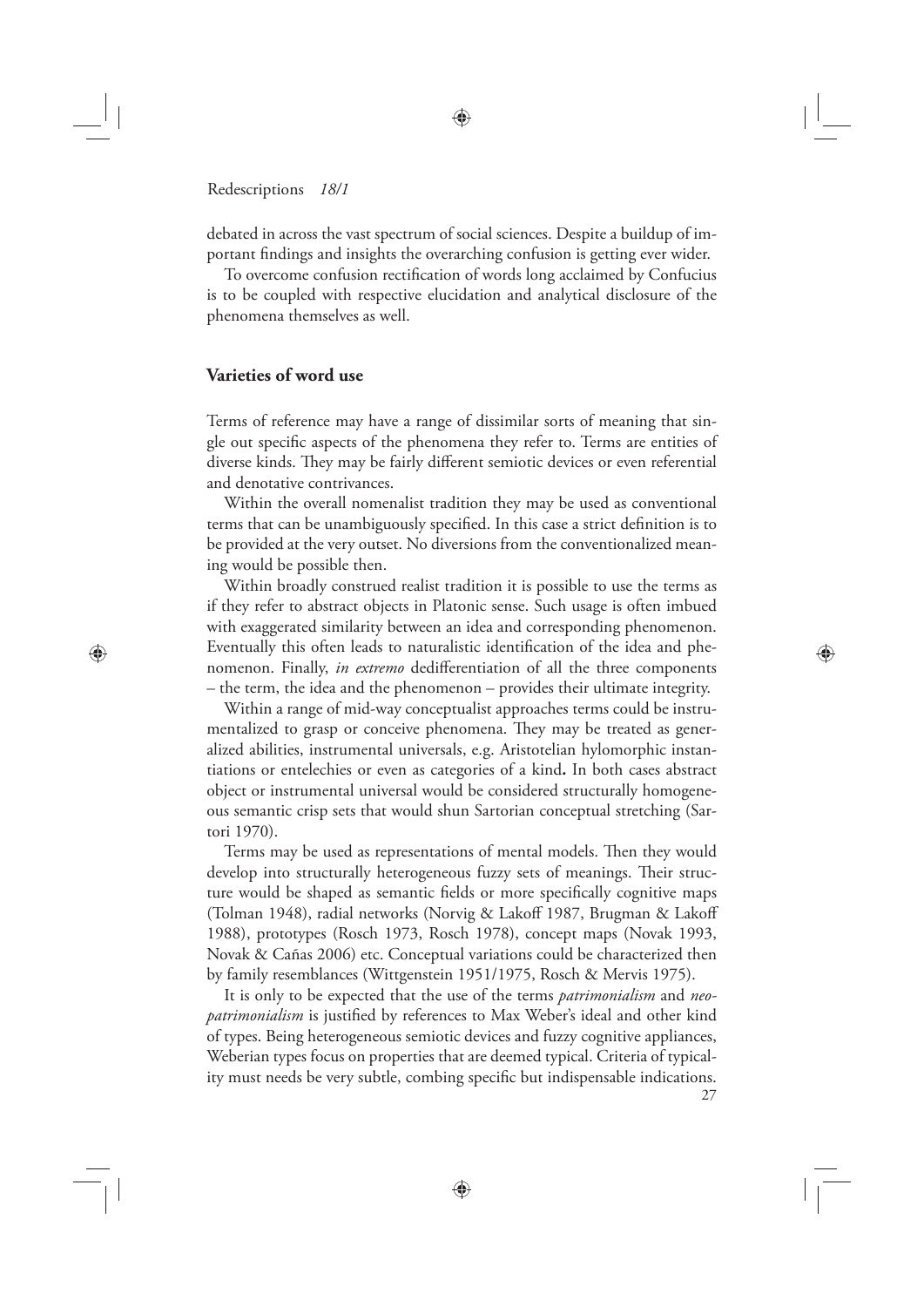debated in across the vast spectrum of social sciences. Despite a buildup of important findings and insights the overarching confusion is getting ever wider.

To overcome confusion rectification of words long acclaimed by Confucius is to be coupled with respective elucidation and analytical disclosure of the phenomena themselves as well.

## Varieties of word use

Terms of reference may have a range of dissimilar sorts of meaning that single out specific aspects of the phenomena they refer to. Terms are entities of diverse kinds. They may be fairly different semiotic devices or even referential and denotative contrivances.

Within the overall nomenalist tradition they may be used as conventional terms that can be unambiguously specified. In this case a strict definition is to be provided at the very outset. No diversions from the conventionalized meaning would be possible then.

Within broadly construed realist tradition it is possible to use the terms as if they refer to abstract objects in Platonic sense. Such usage is often imbued with exaggerated similarity between an idea and corresponding phenomenon. Eventually this often leads to naturalistic identification of the idea and phenomenon. Finally, *in extremo* dedifferentiation of all the three components – the term, the idea and the phenomenon – provides their ultimate integrity.

Within a range of mid-way conceptualist approaches terms could be instrumentalized to grasp or conceive phenomena. They may be treated as generalized abilities, instrumental universals, e.g. Aristotelian hylomorphic instantiations or entelechies or even as categories of a kind**.** In both cases abstract object or instrumental universal would be considered structurally homogeneous semantic crisp sets that would shun Sartorian conceptual stretching (Sartori 1970).

Terms may be used as representations of mental models. Then they would develop into structurally heterogeneous fuzzy sets of meanings. Their structure would be shaped as semantic fields or more specifically cognitive maps (Tolman 1948), radial networks (Norvig & Lakoff 1987, Brugman & Lakoff 1988), prototypes (Rosch 1973, Rosch 1978), concept maps (Novak 1993, Novak & Cañas 2006) etc. Conceptual variations could be characterized then by family resemblances (Wittgenstein 1951/1975, Rosch & Mervis 1975).

It is only to be expected that the use of the terms *patrimonialism* and *neopatrimonialism* is justified by references to Max Weber's ideal and other kind of types. Being heterogeneous semiotic devices and fuzzy cognitive appliances, Weberian types focus on properties that are deemed typical. Criteria of typicality must needs be very subtle, combing specific but indispensable indications.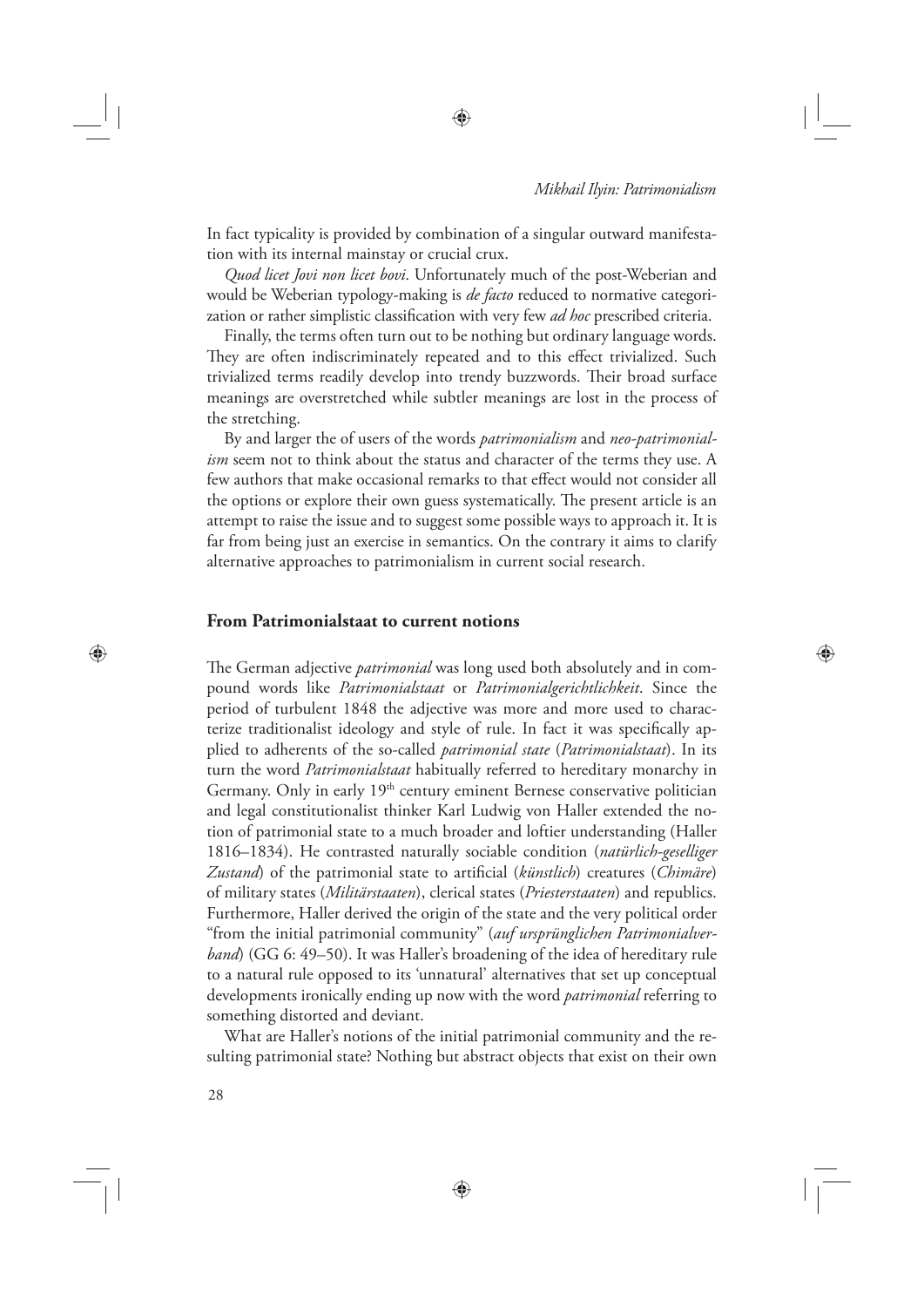In fact typicality is provided by combination of a singular outward manifestation with its internal mainstay or crucial crux.

*Quod licet Jovi non licet bovi*. Unfortunately much of the post-Weberian and would be Weberian typology-making is *de facto* reduced to normative categorization or rather simplistic classification with very few *ad hoc* prescribed criteria.

Finally, the terms often turn out to be nothing but ordinary language words. They are often indiscriminately repeated and to this effect trivialized. Such trivialized terms readily develop into trendy buzzwords. Their broad surface meanings are overstretched while subtler meanings are lost in the process of the stretching.

By and larger the of users of the words *patrimonialism* and *neo-patrimonialism* seem not to think about the status and character of the terms they use. A few authors that make occasional remarks to that effect would not consider all the options or explore their own guess systematically. The present article is an attempt to raise the issue and to suggest some possible ways to approach it. It is far from being just an exercise in semantics. On the contrary it aims to clarify alternative approaches to patrimonialism in current social research.

## From Patrimonialstaat to current notions

The German adjective *patrimonial* was long used both absolutely and in compound words like *Patrimonialstaat* or *Patrimonialgerichtlichkeit*. Since the period of turbulent 1848 the adjective was more and more used to characterize traditionalist ideology and style of rule. In fact it was specifically applied to adherents of the so-called *patrimonial state* (*Patrimonialstaat*). In its turn the word *Patrimonialstaat* habitually referred to hereditary monarchy in Germany. Only in early 19th century eminent Bernese conservative politician and legal constitutionalist thinker Karl Ludwig von Haller extended the notion of patrimonial state to a much broader and loftier understanding (Haller 1816–1834). He contrasted naturally sociable condition (*natürlich-geselliger Zustand*) of the patrimonial state to artificial (*künstlich*) creatures (*Chimäre*) of military states (*Militärstaaten*), clerical states (*Priesterstaaten*) and republics. Furthermore, Haller derived the origin of the state and the very political order "from the initial patrimonial community" (*auf ursprünglichen Patrimonialverband*) (GG 6: 49–50). It was Haller's broadening of the idea of hereditary rule to a natural rule opposed to its 'unnatural' alternatives that set up conceptual developments ironically ending up now with the word *patrimonial* referring to something distorted and deviant.

What are Haller's notions of the initial patrimonial community and the resulting patrimonial state? Nothing but abstract objects that exist on their own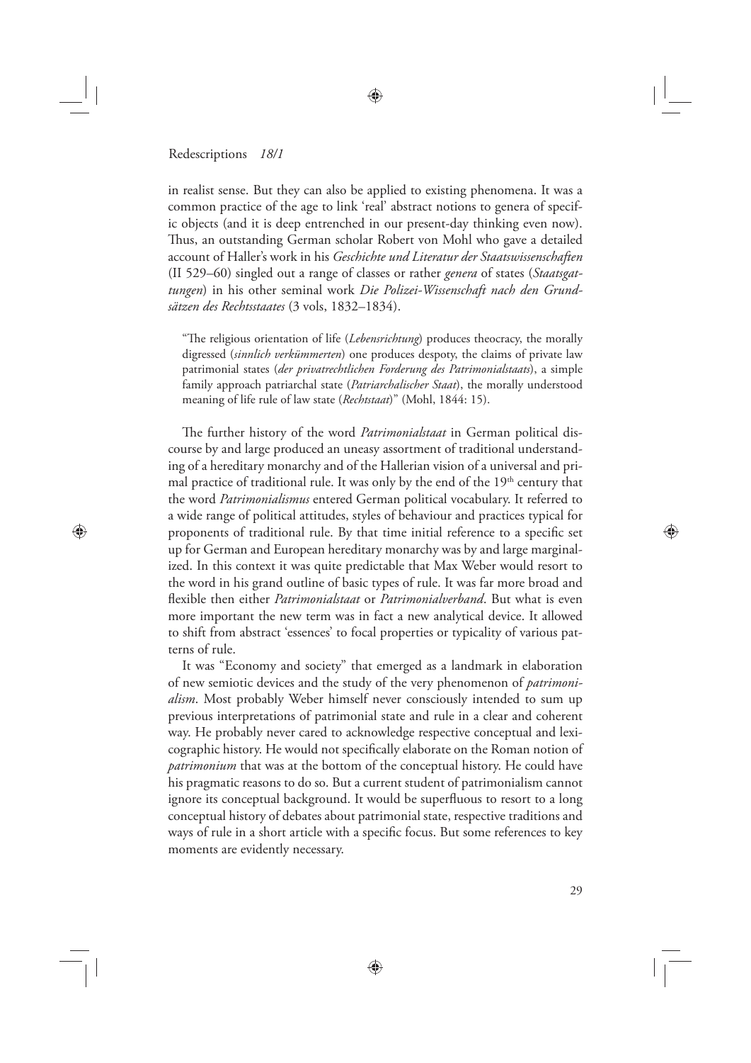in realist sense. But they can also be applied to existing phenomena. It was a common practice of the age to link 'real' abstract notions to genera of specific objects (and it is deep entrenched in our present-day thinking even now). Thus, an outstanding German scholar Robert von Mohl who gave a detailed account of Haller's work in his *Geschichte und Literatur der Staatswissenschaften* (II 529–60) singled out a range of classes or rather *genera* of states (*Staatsgattungen*) in his other seminal work *Die Polizei-Wissenschaft nach den Grundsätzen des Rechtsstaates* (3 vols, 1832–1834).

> "The religious orientation of life (*Lebensrichtung*) produces theocracy, the morally digressed (*sinnlich verkümmerten*) one produces despoty, the claims of private law patrimonial states (*der privatrechtlichen Forderung des Patrimonialstaats*), a simple family approach patriarchal state (*Patriarchalischer Staat*), the morally understood meaning of life rule of law state (*Rechtstaat*)" (Mohl, 1844: 15).

The further history of the word *Patrimonialstaat* in German political discourse by and large produced an uneasy assortment of traditional understanding of a hereditary monarchy and of the Hallerian vision of a universal and primal practice of traditional rule. It was only by the end of the 19th century that the word *Patrimonialismus* entered German political vocabulary. It referred to a wide range of political attitudes, styles of behaviour and practices typical for proponents of traditional rule. By that time initial reference to a specific set up for German and European hereditary monarchy was by and large marginalized. In this context it was quite predictable that Max Weber would resort to the word in his grand outline of basic types of rule. It was far more broad and flexible then either *Patrimonialstaat* or *Patrimonialverband*. But what is even more important the new term was in fact a new analytical device. It allowed to shift from abstract 'essences' to focal properties or typicality of various patterns of rule.

It was "Economy and society" that emerged as a landmark in elaboration of new semiotic devices and the study of the very phenomenon of *patrimonialism*. Most probably Weber himself never consciously intended to sum up previous interpretations of patrimonial state and rule in a clear and coherent way. He probably never cared to acknowledge respective conceptual and lexicographic history. He would not specifically elaborate on the Roman notion of *patrimonium* that was at the bottom of the conceptual history. He could have his pragmatic reasons to do so. But a current student of patrimonialism cannot ignore its conceptual background. It would be superfluous to resort to a long conceptual history of debates about patrimonial state, respective traditions and ways of rule in a short article with a specific focus. But some references to key moments are evidently necessary.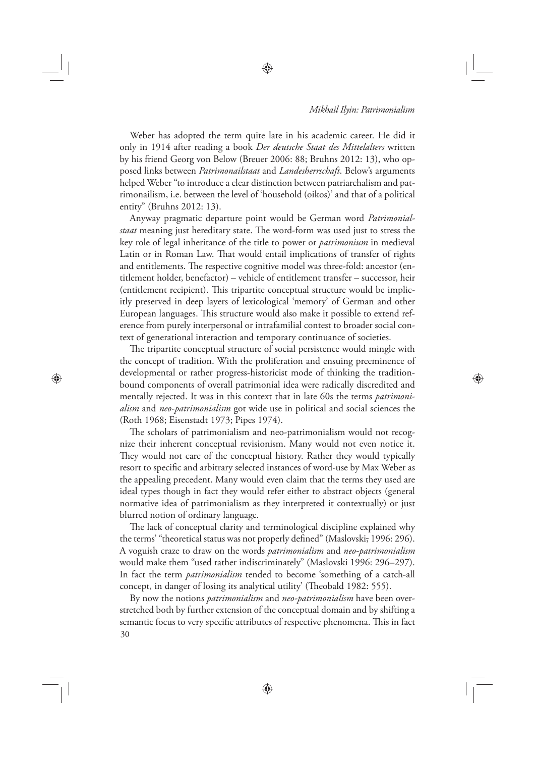Weber has adopted the term quite late in his academic career. He did it only in 1914 after reading a book *Der deutsche Staat des Mittelalters* written by his friend Georg von Below (Breuer 2006: 88; Bruhns 2012: 13), who opposed links between *Patrimonailstaat* and *Landesherrschaft*. Below's arguments helped Weber "to introduce a clear distinction between patriarchalism and patrimonailism, i.e. between the level of 'household (oikos)' and that of a political entity" (Bruhns 2012: 13).

Anyway pragmatic departure point would be German word *Patrimonialstaat* meaning just hereditary state. The word-form was used just to stress the key role of legal inheritance of the title to power or *patrimonium* in medieval Latin or in Roman Law. That would entail implications of transfer of rights and entitlements. The respective cognitive model was three-fold: ancestor (entitlement holder, benefactor) – vehicle of entitlement transfer – successor, heir (entitlement recipient). This tripartite conceptual structure would be implicitly preserved in deep layers of lexicological 'memory' of German and other European languages. This structure would also make it possible to extend reference from purely interpersonal or intrafamilial contest to broader social context of generational interaction and temporary continuance of societies.

The tripartite conceptual structure of social persistence would mingle with the concept of tradition. With the proliferation and ensuing preeminence of developmental or rather progress-historicist mode of thinking the tradition-bound components of overall patrimonial idea were radically discredited and mentally rejected. It was in this context that in late 60s the terms *patrimonialism* and *neo-patrimonialism* got wide use in political and social sciences the (Roth 1968; Eisenstadt 1973; Pipes 1974).

The scholars of patrimonialism and neo-patrimonialism would not recognize their inherent conceptual revisionism. Many would not even notice it. They would not care of the conceptual history. Rather they would typically resort to specific and arbitrary selected instances of word-use by Max Weber as the appealing precedent. Many would even claim that the terms they used are ideal types though in fact they would refer either to abstract objects (general normative idea of patrimonialism as they interpreted it contextually) or just blurred notion of ordinary language.

The lack of conceptual clarity and terminological discipline explained why the terms' "theoretical status was not properly defined" (Maslovski, 1996: 296). A voguish craze to draw on the words *patrimonialism* and *neo-patrimonialism* would make them "used rather indiscriminately" (Maslovski 1996: 296–297). In fact the term *patrimonialism* tended to become 'something of a catch-all concept, in danger of losing its analytical utility' (Theobald 1982: 555).

By now the notions *patrimonialism* and *neo-patrimonialism* have been overstretched both by further extension of the conceptual domain and by shifting a semantic focus to very specific attributes of respective phenomena. This in fact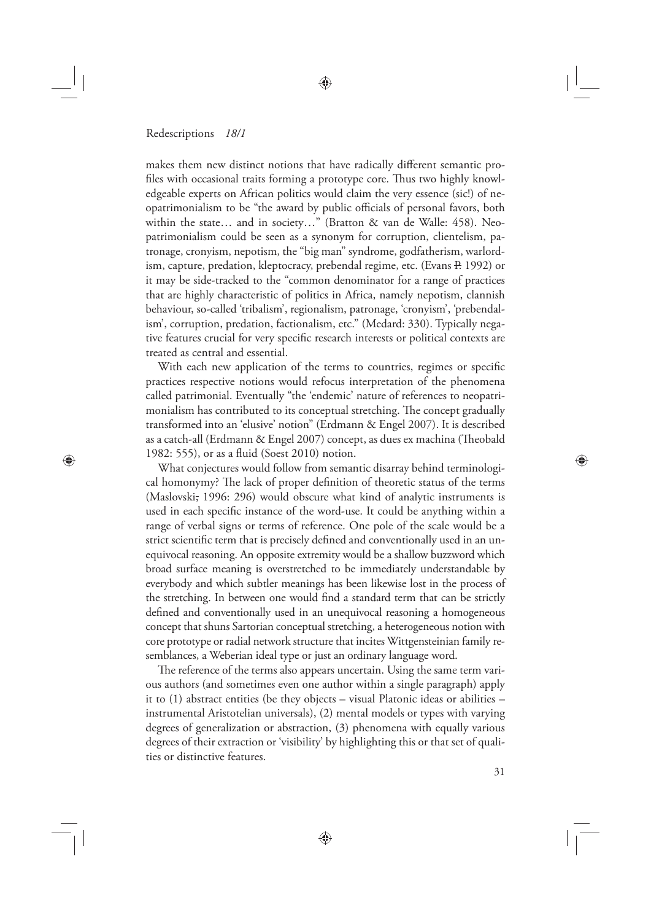makes them new distinct notions that have radically different semantic profiles with occasional traits forming a prototype core. Thus two highly knowledgeable experts on African politics would claim the very essence (sic!) of neopatrimonialism to be "the award by public officials of personal favors, both within the state… and in society…" (Bratton & van de Walle: 458). Neopatrimonialism could be seen as a synonym for corruption, clientelism, patronage, cronyism, nepotism, the "big man" syndrome, godfatherism, warlordism, capture, predation, kleptocracy, prebendal regime, etc. (Evans P. 1992) or it may be side-tracked to the "common denominator for a range of practices that are highly characteristic of politics in Africa, namely nepotism, clannish behaviour, so-called 'tribalism', regionalism, patronage, 'cronyism', 'prebendalism', corruption, predation, factionalism, etc." (Medard: 330). Typically negative features crucial for very specific research interests or political contexts are treated as central and essential.

With each new application of the terms to countries, regimes or specific practices respective notions would refocus interpretation of the phenomena called patrimonial. Eventually "the 'endemic' nature of references to neopatrimonialism has contributed to its conceptual stretching. The concept gradually transformed into an 'elusive' notion" (Erdmann & Engel 2007). It is described as a catch-all (Erdmann & Engel 2007) concept, as dues ex machina (Theobald 1982: 555), or as a fluid (Soest 2010) notion.

What conjectures would follow from semantic disarray behind terminological homonymy? The lack of proper definition of theoretic status of the terms (Maslovski, 1996: 296) would obscure what kind of analytic instruments is used in each specific instance of the word-use. It could be anything within a range of verbal signs or terms of reference. One pole of the scale would be a strict scientific term that is precisely defined and conventionally used in an unequivocal reasoning. An opposite extremity would be a shallow buzzword which broad surface meaning is overstretched to be immediately understandable by everybody and which subtler meanings has been likewise lost in the process of the stretching. In between one would find a standard term that can be strictly defined and conventionally used in an unequivocal reasoning a homogeneous concept that shuns Sartorian conceptual stretching, a heterogeneous notion with core prototype or radial network structure that incites Wittgensteinian family resemblances, a Weberian ideal type or just an ordinary language word.

The reference of the terms also appears uncertain. Using the same term various authors (and sometimes even one author within a single paragraph) apply it to (1) abstract entities (be they objects – visual Platonic ideas or abilities – instrumental Aristotelian universals), (2) mental models or types with varying degrees of generalization or abstraction, (3) phenomena with equally various degrees of their extraction or 'visibility' by highlighting this or that set of qualities or distinctive features.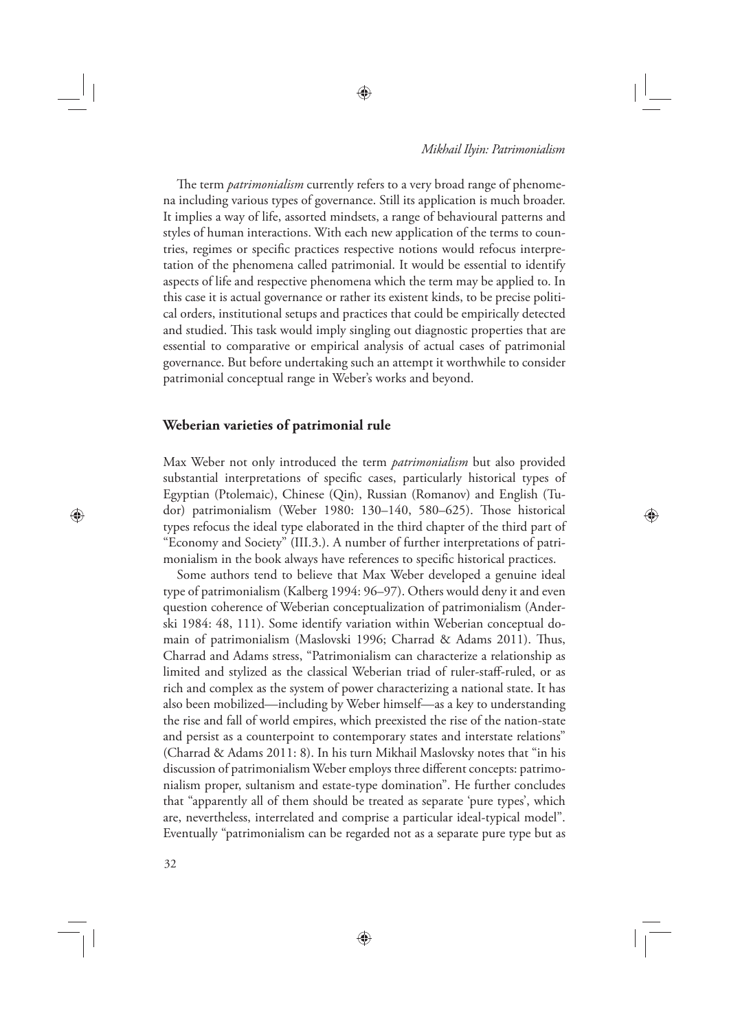The term *patrimonialism* currently refers to a very broad range of phenomena including various types of governance. Still its application is much broader. It implies a way of life, assorted mindsets, a range of behavioural patterns and styles of human interactions. With each new application of the terms to countries, regimes or specific practices respective notions would refocus interpretation of the phenomena called patrimonial. It would be essential to identify aspects of life and respective phenomena which the term may be applied to. In this case it is actual governance or rather its existent kinds, to be precise political orders, institutional setups and practices that could be empirically detected and studied. This task would imply singling out diagnostic properties that are essential to comparative or empirical analysis of actual cases of patrimonial governance. But before undertaking such an attempt it worthwhile to consider patrimonial conceptual range in Weber's works and beyond.

## Weberian varieties of patrimonial rule

Max Weber not only introduced the term *patrimonialism* but also provided substantial interpretations of specific cases, particularly historical types of Egyptian (Ptolemaic), Chinese (Qin), Russian (Romanov) and English (Tudor) patrimonialism (Weber 1980: 130–140, 580–625). Those historical types refocus the ideal type elaborated in the third chapter of the third part of "Economy and Society" (III.3.). A number of further interpretations of patrimonialism in the book always have references to specific historical practices.

Some authors tend to believe that Max Weber developed a genuine ideal type of patrimonialism (Kalberg 1994: 96–97). Others would deny it and even question coherence of Weberian conceptualization of patrimonialism (Anderski 1984: 48, 111). Some identify variation within Weberian conceptual domain of patrimonialism (Maslovski 1996; Charrad & Adams 2011). Thus, Charrad and Adams stress, "Patrimonialism can characterize a relationship as limited and stylized as the classical Weberian triad of ruler-staff-ruled, or as rich and complex as the system of power characterizing a national state. It has also been mobilized—including by Weber himself—as a key to understanding the rise and fall of world empires, which preexisted the rise of the nation-state and persist as a counterpoint to contemporary states and interstate relations" (Charrad & Adams 2011: 8). In his turn Mikhail Maslovsky notes that "in his discussion of patrimonialism Weber employs three different concepts: patrimonialism proper, sultanism and estate-type domination". He further concludes that "apparently all of them should be treated as separate 'pure types', which are, nevertheless, interrelated and comprise a particular ideal-typical model". Eventually "patrimonialism can be regarded not as a separate pure type but as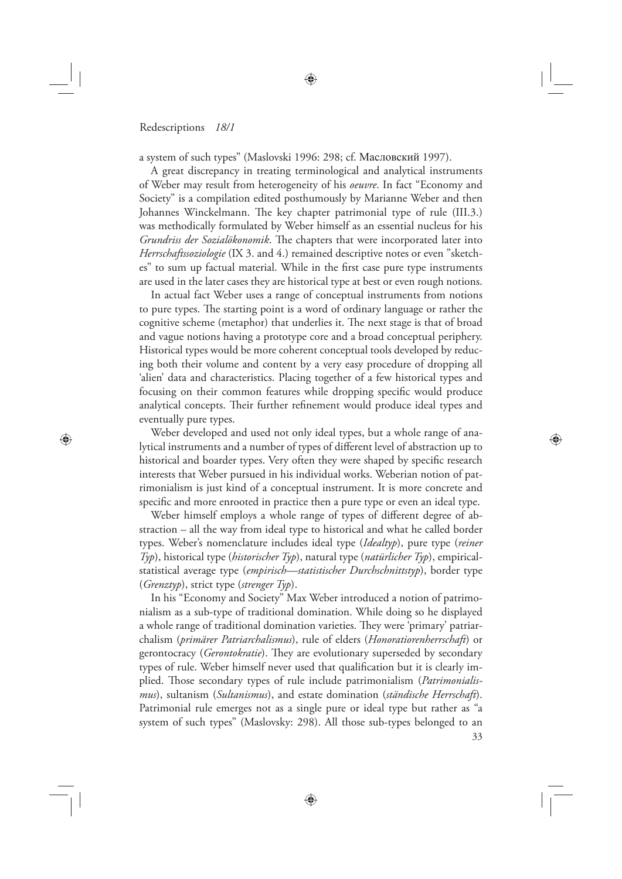a system of such types" (Maslovski 1996: 298; cf. Масловский 1997).

A great discrepancy in treating terminological and analytical instruments of Weber may result from heterogeneity of his *oeuvre*. In fact "Economy and Society" is a compilation edited posthumously by Marianne Weber and then Johannes Winckelmann. The key chapter patrimonial type of rule (III.3.) was methodically formulated by Weber himself as an essential nucleus for his *Grundriss der Sozialökonomik*. The chapters that were incorporated later into *Herrschaftssoziologie* (IX 3. and 4.) remained descriptive notes or even "sketches" to sum up factual material. While in the first case pure type instruments are used in the later cases they are historical type at best or even rough notions.

In actual fact Weber uses a range of conceptual instruments from notions to pure types. The starting point is a word of ordinary language or rather the cognitive scheme (metaphor) that underlies it. The next stage is that of broad and vague notions having a prototype core and a broad conceptual periphery. Historical types would be more coherent conceptual tools developed by reducing both their volume and content by a very easy procedure of dropping all 'alien' data and characteristics. Placing together of a few historical types and focusing on their common features while dropping specific would produce analytical concepts. Their further refinement would produce ideal types and eventually pure types.

Weber developed and used not only ideal types, but a whole range of analytical instruments and a number of types of different level of abstraction up to historical and boarder types. Very often they were shaped by specific research interests that Weber pursued in his individual works. Weberian notion of patrimonialism is just kind of a conceptual instrument. It is more concrete and specific and more enrooted in practice then a pure type or even an ideal type.

Weber himself employs a whole range of types of different degree of abstraction – all the way from ideal type to historical and what he called border types. Weber's nomenclature includes ideal type (*Idealtyp*), pure type (*reiner Typ*), historical type (*historischer Typ*), natural type (*natürlicher Typ*), empirical-statistical average type (*empirisch—statistischer Durchschnittstyp*), border type (*Grenztyp*), strict type (*strenger Typ*).

In his "Economy and Society" Max Weber introduced a notion of patrimonialism as a sub-type of traditional domination. While doing so he displayed a whole range of traditional domination varieties. They were 'primary' patriarchalism (*primärer Patriarchalismus*), rule of elders (*Honoratiorenherrschaft*) or gerontocracy (*Gerontokratie*). They are evolutionary superseded by secondary types of rule. Weber himself never used that qualification but it is clearly implied. Those secondary types of rule include patrimonialism (*Patrimonialismus*), sultanism (*Sultanismus*), and estate domination (*ständische Herrschaft*). Patrimonial rule emerges not as a single pure or ideal type but rather as "a system of such types" (Maslovsky: 298). All those sub-types belonged to an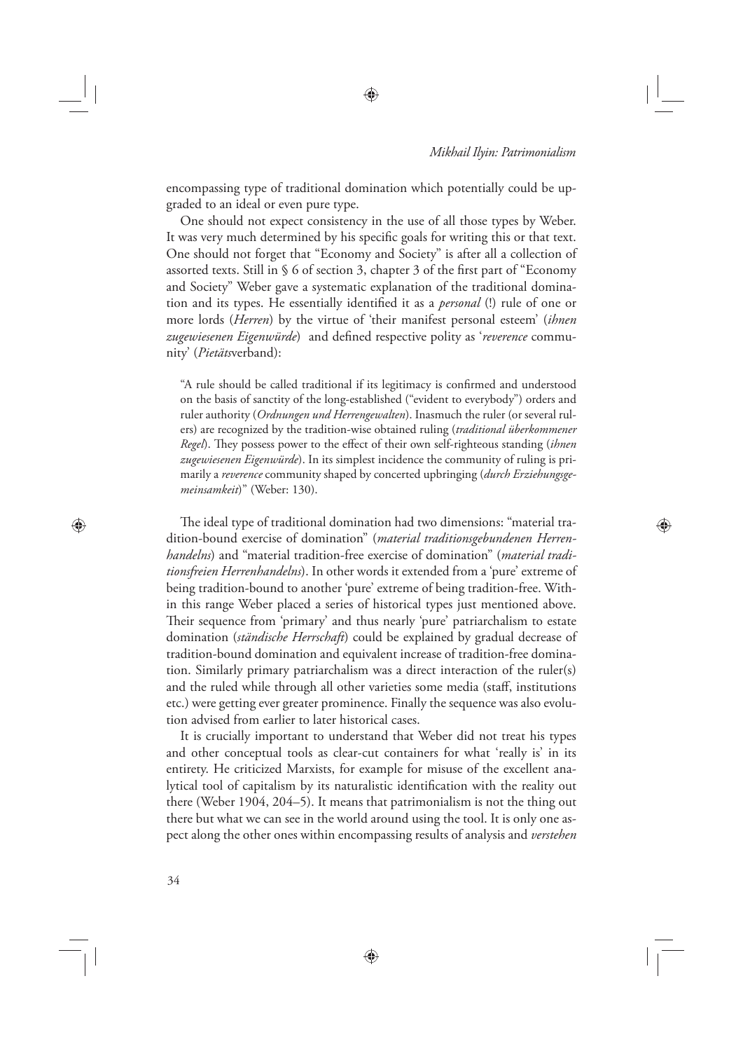encompassing type of traditional domination which potentially could be upgraded to an ideal or even pure type.

One should not expect consistency in the use of all those types by Weber. It was very much determined by his specific goals for writing this or that text. One should not forget that "Economy and Society" is after all a collection of assorted texts. Still in § 6 of section 3, chapter 3 of the first part of "Economy and Society" Weber gave a systematic explanation of the traditional domination and its types. He essentially identified it as a *personal* (!) rule of one or more lords (*Herren*) by the virtue of 'their manifest personal esteem' (*ihnen zugewiesenen Eigenwürde*) and defined respective polity as '*reverence* community' (*Pietäts*verband):

> "A rule should be called traditional if its legitimacy is confirmed and understood on the basis of sanctity of the long-established ("evident to everybody") orders and ruler authority (*Ordnungen und Herrengewalten*). Inasmuch the ruler (or several rulers) are recognized by the tradition-wise obtained ruling (*traditional überkommener Regel*). They possess power to the effect of their own self-righteous standing (*ihnen zugewiesenen Eigenwürde*). In its simplest incidence the community of ruling is primarily a *reverence* community shaped by concerted upbringing (*durch Erziehungsgemeinsamkeit*)" (Weber: 130).

The ideal type of traditional domination had two dimensions: "material tradition-bound exercise of domination" (*material traditionsgebundenen Herrenhandelns*) and "material tradition-free exercise of domination" (*material traditionsfreien Herrenhandelns*). In other words it extended from a 'pure' extreme of being tradition-bound to another 'pure' extreme of being tradition-free. Within this range Weber placed a series of historical types just mentioned above. Their sequence from 'primary' and thus nearly 'pure' patriarchalism to estate domination (*ständische Herrschaft*) could be explained by gradual decrease of tradition-bound domination and equivalent increase of tradition-free domination. Similarly primary patriarchalism was a direct interaction of the ruler(s) and the ruled while through all other varieties some media (staff, institutions etc.) were getting ever greater prominence. Finally the sequence was also evolution advised from earlier to later historical cases.

It is crucially important to understand that Weber did not treat his types and other conceptual tools as clear-cut containers for what 'really is' in its entirety. He criticized Marxists, for example for misuse of the excellent analytical tool of capitalism by its naturalistic identification with the reality out there (Weber 1904, 204–5). It means that patrimonialism is not the thing out there but what we can see in the world around using the tool. It is only one aspect along the other ones within encompassing results of analysis and *verstehen*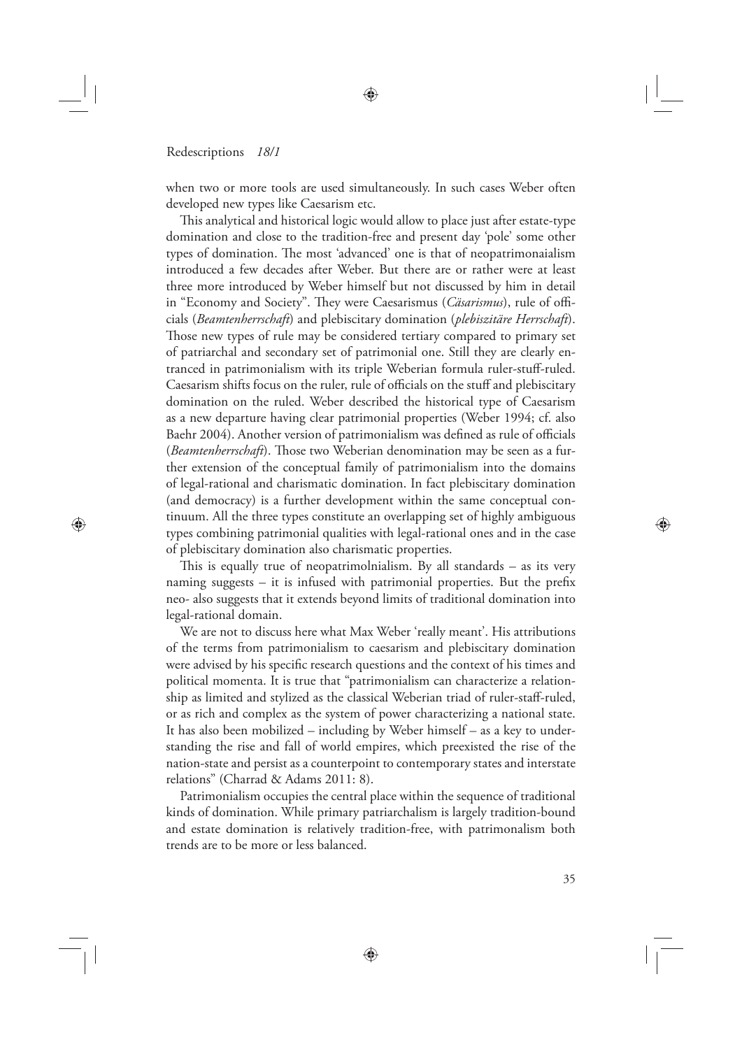when two or more tools are used simultaneously. In such cases Weber often developed new types like Caesarism etc.

This analytical and historical logic would allow to place just after estate-type domination and close to the tradition-free and present day 'pole' some other types of domination. The most 'advanced' one is that of neopatrimonaialism introduced a few decades after Weber. But there are or rather were at least three more introduced by Weber himself but not discussed by him in detail in "Economy and Society". They were Caesarismus (*Cäsarismus*), rule of officials (*Beamtenherrschaft*) and plebiscitary domination (*plebiszitäre Herrschaft*). Those new types of rule may be considered tertiary compared to primary set of patriarchal and secondary set of patrimonial one. Still they are clearly entranced in patrimonialism with its triple Weberian formula ruler-stuff-ruled. Caesarism shifts focus on the ruler, rule of officials on the stuff and plebiscitary domination on the ruled. Weber described the historical type of Caesarism as a new departure having clear patrimonial properties (Weber 1994; cf. also Baehr 2004). Another version of patrimonialism was defined as rule of officials (*Beamtenherrschaft*). Those two Weberian denomination may be seen as a further extension of the conceptual family of patrimonialism into the domains of legal-rational and charismatic domination. In fact plebiscitary domination (and democracy) is a further development within the same conceptual continuum. All the three types constitute an overlapping set of highly ambiguous types combining patrimonial qualities with legal-rational ones and in the case of plebiscitary domination also charismatic properties.

This is equally true of neopatrimolnialism. By all standards – as its very naming suggests – it is infused with patrimonial properties. But the prefix neo- also suggests that it extends beyond limits of traditional domination into legal-rational domain.

We are not to discuss here what Max Weber 'really meant'. His attributions of the terms from patrimonialism to caesarism and plebiscitary domination were advised by his specific research questions and the context of his times and political momenta. It is true that "patrimonialism can characterize a relationship as limited and stylized as the classical Weberian triad of ruler-staff-ruled, or as rich and complex as the system of power characterizing a national state. It has also been mobilized – including by Weber himself – as a key to understanding the rise and fall of world empires, which preexisted the rise of the nation-state and persist as a counterpoint to contemporary states and interstate relations" (Charrad & Adams 2011: 8).

Patrimonialism occupies the central place within the sequence of traditional kinds of domination. While primary patriarchalism is largely tradition-bound and estate domination is relatively tradition-free, with patrimonalism both trends are to be more or less balanced.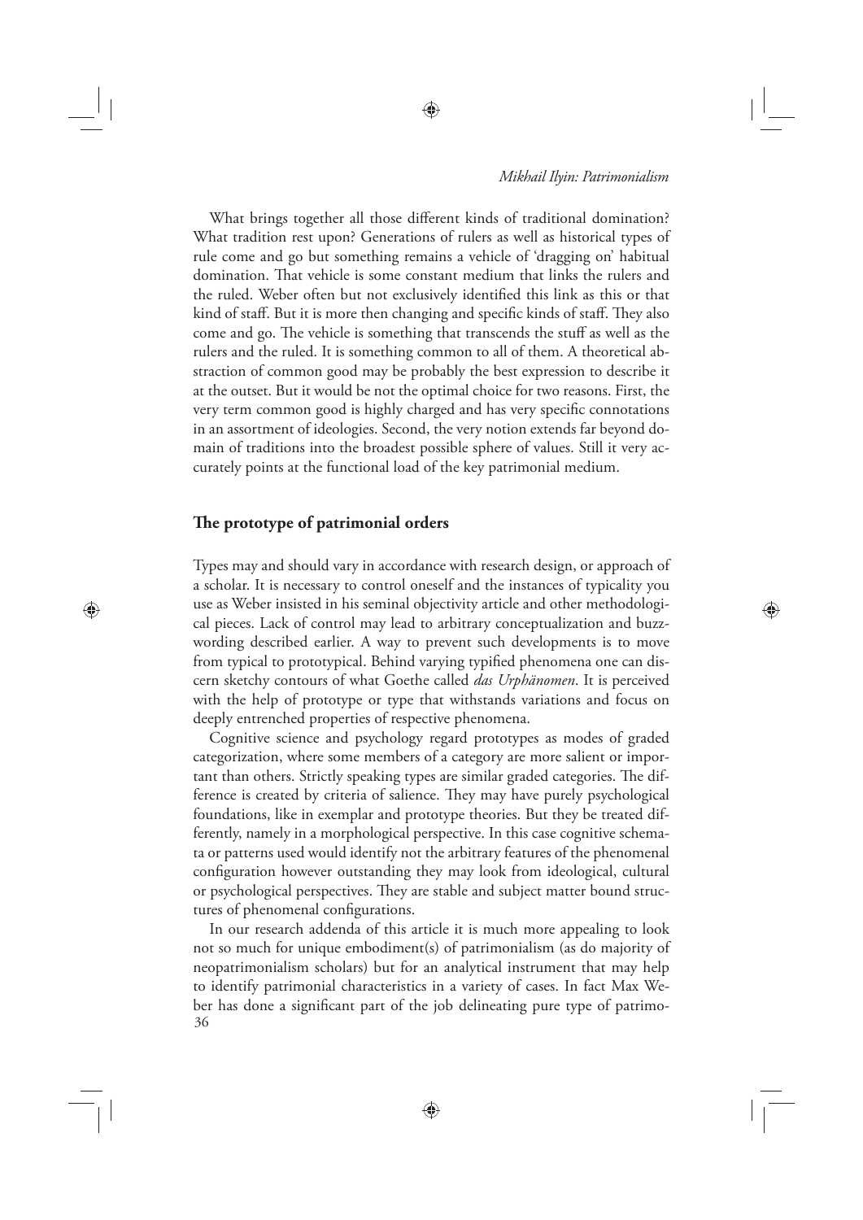What brings together all those different kinds of traditional domination? What tradition rest upon? Generations of rulers as well as historical types of rule come and go but something remains a vehicle of 'dragging on' habitual domination. That vehicle is some constant medium that links the rulers and the ruled. Weber often but not exclusively identified this link as this or that kind of staff. But it is more then changing and specific kinds of staff. They also come and go. The vehicle is something that transcends the stuff as well as the rulers and the ruled. It is something common to all of them. A theoretical abstraction of common good may be probably the best expression to describe it at the outset. But it would be not the optimal choice for two reasons. First, the very term common good is highly charged and has very specific connotations in an assortment of ideologies. Second, the very notion extends far beyond domain of traditions into the broadest possible sphere of values. Still it very accurately points at the functional load of the key patrimonial medium.

## The prototype of patrimonial orders

Types may and should vary in accordance with research design, or approach of a scholar. It is necessary to control oneself and the instances of typicality you use as Weber insisted in his seminal objectivity article and other methodological pieces. Lack of control may lead to arbitrary conceptualization and buzzwording described earlier. A way to prevent such developments is to move from typical to prototypical. Behind varying typified phenomena one can discern sketchy contours of what Goethe called *das Urphänomen*. It is perceived with the help of prototype or type that withstands variations and focus on deeply entrenched properties of respective phenomena.

Cognitive science and psychology regard prototypes as modes of graded categorization, where some members of a category are more salient or important than others. Strictly speaking types are similar graded categories. The difference is created by criteria of salience. They may have purely psychological foundations, like in exemplar and prototype theories. But they be treated differently, namely in a morphological perspective. In this case cognitive schemata or patterns used would identify not the arbitrary features of the phenomenal configuration however outstanding they may look from ideological, cultural or psychological perspectives. They are stable and subject matter bound structures of phenomenal configurations.

In our research addenda of this article it is much more appealing to look not so much for unique embodiment(s) of patrimonialism (as do majority of neopatrimonialism scholars) but for an analytical instrument that may help to identify patrimonial characteristics in a variety of cases. In fact Max Weber has done a significant part of the job delineating pure type of patrimo-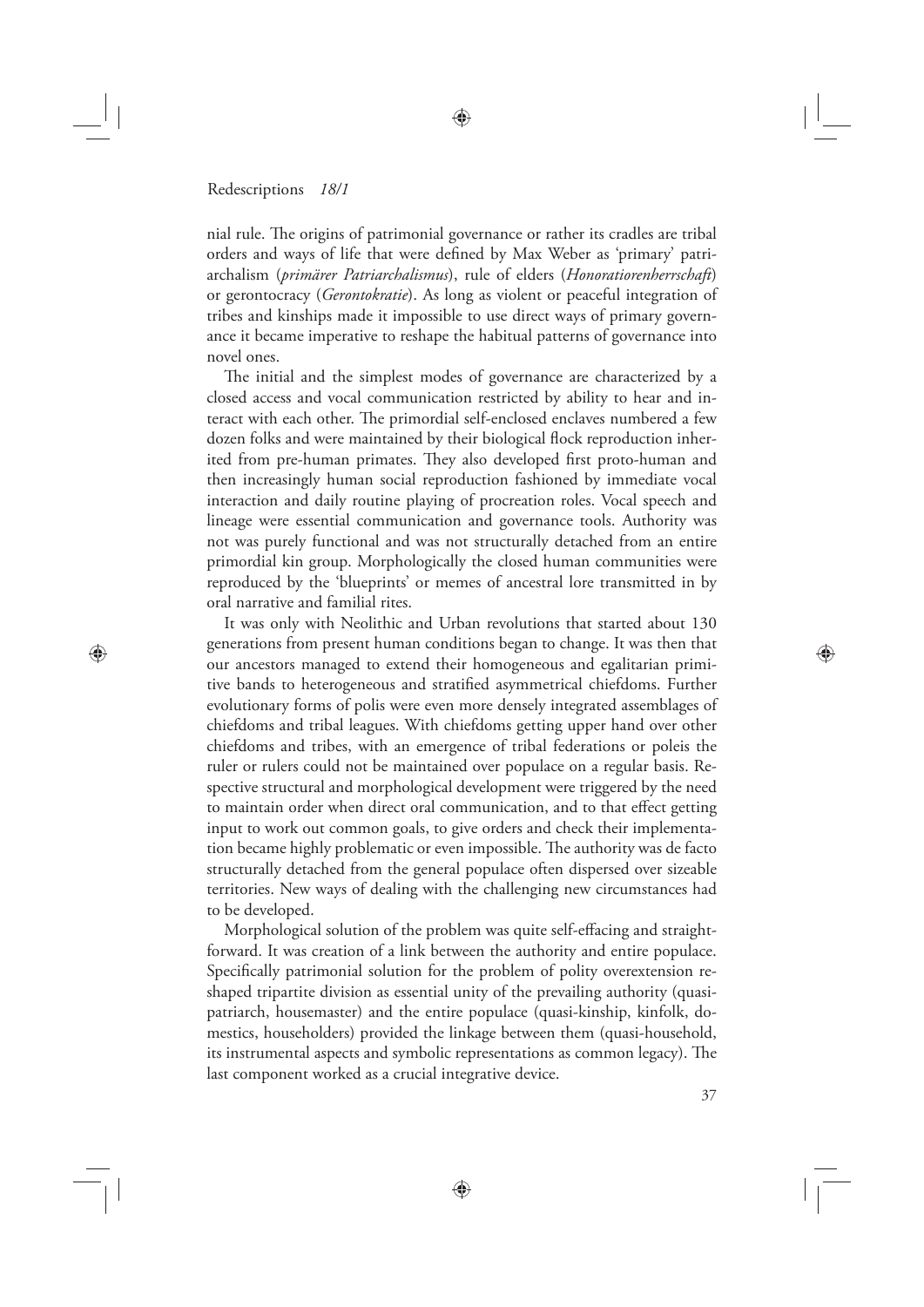nial rule. The origins of patrimonial governance or rather its cradles are tribal orders and ways of life that were defined by Max Weber as 'primary' patriarchalism (*primärer Patriarchalismus*), rule of elders (*Honoratiorenherrschaft*) or gerontocracy (*Gerontokratie*). As long as violent or peaceful integration of tribes and kinships made it impossible to use direct ways of primary governance it became imperative to reshape the habitual patterns of governance into novel ones.

The initial and the simplest modes of governance are characterized by a closed access and vocal communication restricted by ability to hear and interact with each other. The primordial self-enclosed enclaves numbered a few dozen folks and were maintained by their biological flock reproduction inherited from pre-human primates. They also developed first proto-human and then increasingly human social reproduction fashioned by immediate vocal interaction and daily routine playing of procreation roles. Vocal speech and lineage were essential communication and governance tools. Authority was not was purely functional and was not structurally detached from an entire primordial kin group. Morphologically the closed human communities were reproduced by the 'blueprints' or memes of ancestral lore transmitted in by oral narrative and familial rites.

It was only with Neolithic and Urban revolutions that started about 130 generations from present human conditions began to change. It was then that our ancestors managed to extend their homogeneous and egalitarian primitive bands to heterogeneous and stratified asymmetrical chiefdoms. Further evolutionary forms of polis were even more densely integrated assemblages of chiefdoms and tribal leagues. With chiefdoms getting upper hand over other chiefdoms and tribes, with an emergence of tribal federations or poleis the ruler or rulers could not be maintained over populace on a regular basis. Respective structural and morphological development were triggered by the need to maintain order when direct oral communication, and to that effect getting input to work out common goals, to give orders and check their implementation became highly problematic or even impossible. The authority was de facto structurally detached from the general populace often dispersed over sizeable territories. New ways of dealing with the challenging new circumstances had to be developed.

Morphological solution of the problem was quite self-effacing and straightforward. It was creation of a link between the authority and entire populace. Specifically patrimonial solution for the problem of polity overextension reshaped tripartite division as essential unity of the prevailing authority (quasi-patriarch, housemaster) and the entire populace (quasi-kinship, kinfolk, domestics, householders) provided the linkage between them (quasi-household, its instrumental aspects and symbolic representations as common legacy). The last component worked as a crucial integrative device.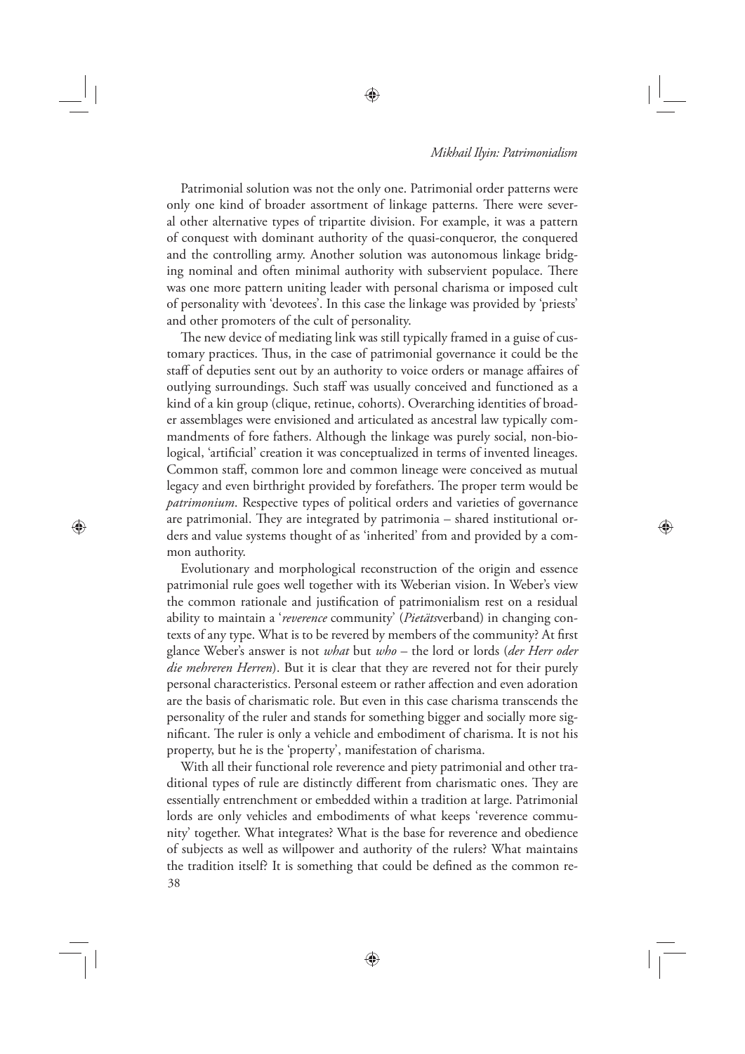Patrimonial solution was not the only one. Patrimonial order patterns were only one kind of broader assortment of linkage patterns. There were several other alternative types of tripartite division. For example, it was a pattern of conquest with dominant authority of the quasi-conqueror, the conquered and the controlling army. Another solution was autonomous linkage bridging nominal and often minimal authority with subservient populace. There was one more pattern uniting leader with personal charisma or imposed cult of personality with 'devotees'. In this case the linkage was provided by 'priests' and other promoters of the cult of personality.

The new device of mediating link was still typically framed in a guise of customary practices. Thus, in the case of patrimonial governance it could be the staff of deputies sent out by an authority to voice orders or manage affaires of outlying surroundings. Such staff was usually conceived and functioned as a kind of a kin group (clique, retinue, cohorts). Overarching identities of broader assemblages were envisioned and articulated as ancestral law typically commandments of fore fathers. Although the linkage was purely social, non-biological, 'artificial' creation it was conceptualized in terms of invented lineages. Common staff, common lore and common lineage were conceived as mutual legacy and even birthright provided by forefathers. The proper term would be *patrimonium*. Respective types of political orders and varieties of governance are patrimonial. They are integrated by patrimonia – shared institutional orders and value systems thought of as 'inherited' from and provided by a common authority.

Evolutionary and morphological reconstruction of the origin and essence patrimonial rule goes well together with its Weberian vision. In Weber's view the common rationale and justification of patrimonialism rest on a residual ability to maintain a '*reverence* community' (*Pietäts*verband) in changing contexts of any type. What is to be revered by members of the community? At first glance Weber's answer is not *what* but *who* – the lord or lords (*der Herr oder die mehreren Herren*). But it is clear that they are revered not for their purely personal characteristics. Personal esteem or rather affection and even adoration are the basis of charismatic role. But even in this case charisma transcends the personality of the ruler and stands for something bigger and socially more significant. The ruler is only a vehicle and embodiment of charisma. It is not his property, but he is the 'property', manifestation of charisma.

With all their functional role reverence and piety patrimonial and other traditional types of rule are distinctly different from charismatic ones. They are essentially entrenchment or embedded within a tradition at large. Patrimonial lords are only vehicles and embodiments of what keeps 'reverence community' together. What integrates? What is the base for reverence and obedience of subjects as well as willpower and authority of the rulers? What maintains the tradition itself? It is something that could be defined as the common re-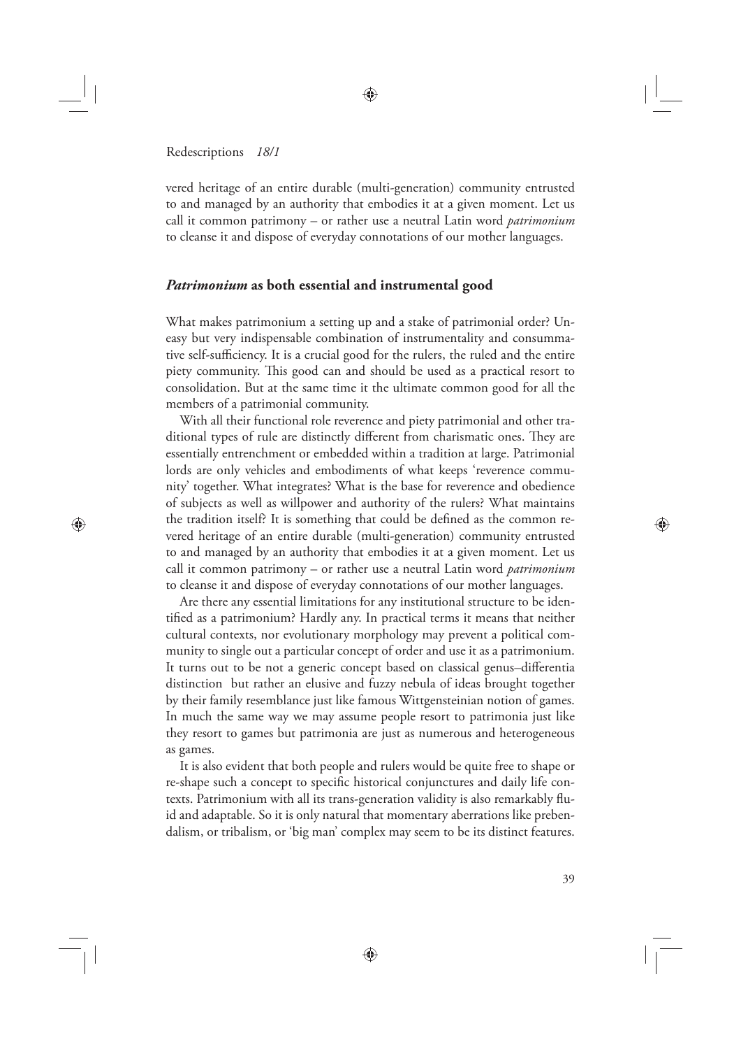vered heritage of an entire durable (multi-generation) community entrusted to and managed by an authority that embodies it at a given moment. Let us call it common patrimony – or rather use a neutral Latin word *patrimonium* to cleanse it and dispose of everyday connotations of our mother languages.

## *Patrimonium* as both essential and instrumental good

What makes patrimonium a setting up and a stake of patrimonial order? Uneasy but very indispensable combination of instrumentality and consummative self-sufficiency. It is a crucial good for the rulers, the ruled and the entire piety community. This good can and should be used as a practical resort to consolidation. But at the same time it the ultimate common good for all the members of a patrimonial community.

With all their functional role reverence and piety patrimonial and other traditional types of rule are distinctly different from charismatic ones. They are essentially entrenchment or embedded within a tradition at large. Patrimonial lords are only vehicles and embodiments of what keeps 'reverence community' together. What integrates? What is the base for reverence and obedience of subjects as well as willpower and authority of the rulers? What maintains the tradition itself? It is something that could be defined as the common revered heritage of an entire durable (multi-generation) community entrusted to and managed by an authority that embodies it at a given moment. Let us call it common patrimony – or rather use a neutral Latin word *patrimonium* to cleanse it and dispose of everyday connotations of our mother languages.

Are there any essential limitations for any institutional structure to be identified as a patrimonium? Hardly any. In practical terms it means that neither cultural contexts, nor evolutionary morphology may prevent a political community to single out a particular concept of order and use it as a patrimonium. It turns out to be not a generic concept based on classical genus–differentia distinction but rather an elusive and fuzzy nebula of ideas brought together by their family resemblance just like famous Wittgensteinian notion of games. In much the same way we may assume people resort to patrimonia just like they resort to games but patrimonia are just as numerous and heterogeneous as games.

It is also evident that both people and rulers would be quite free to shape or re-shape such a concept to specific historical conjunctures and daily life contexts. Patrimonium with all its trans-generation validity is also remarkably fluid and adaptable. So it is only natural that momentary aberrations like prebendalism, or tribalism, or 'big man' complex may seem to be its distinct features.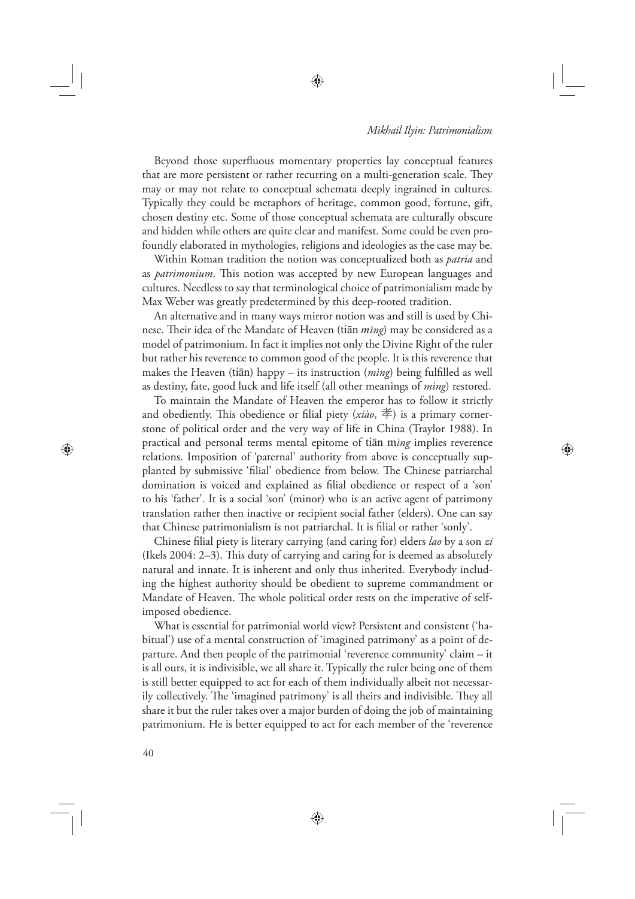Beyond those superfluous momentary properties lay conceptual features that are more persistent or rather recurring on a multi-generation scale. They may or may not relate to conceptual schemata deeply ingrained in cultures. Typically they could be metaphors of heritage, common good, fortune, gift, chosen destiny etc. Some of those conceptual schemata are culturally obscure and hidden while others are quite clear and manifest. Some could be even profoundly elaborated in mythologies, religions and ideologies as the case may be.

Within Roman tradition the notion was conceptualized both as *patria* and as *patrimonium*. This notion was accepted by new European languages and cultures. Needless to say that terminological choice of patrimonialism made by Max Weber was greatly predetermined by this deep-rooted tradition.

An alternative and in many ways mirror notion was and still is used by Chinese. Their idea of the Mandate of Heaven (tiān *mìng*) may be considered as a model of patrimonium. In fact it implies not only the Divine Right of the ruler but rather his reverence to common good of the people. It is this reverence that makes the Heaven (tiān) happy – its instruction (*mìng*) being fulfilled as well as destiny, fate, good luck and life itself (all other meanings of *mìng*) restored.

To maintain the Mandate of Heaven the emperor has to follow it strictly and obediently. This obedience or filial piety (*xiào*, 孝) is a primary cornerstone of political order and the very way of life in China (Traylor 1988). In practical and personal terms mental epitome of tiān m*ìng* implies reverence relations. Imposition of 'paternal' authority from above is conceptually supplanted by submissive 'filial' obedience from below. The Chinese patriarchal domination is voiced and explained as filial obedience or respect of a 'son' to his 'father'. It is a social 'son' (minor) who is an active agent of patrimony translation rather then inactive or recipient social father (elders). One can say that Chinese patrimonialism is not patriarchal. It is filial or rather 'sonly'.

Chinese filial piety is literary carrying (and caring for) elders *lao* by a son *zi* (Ikels 2004: 2–3). This duty of carrying and caring for is deemed as absolutely natural and innate. It is inherent and only thus inherited. Everybody including the highest authority should be obedient to supreme commandment or Mandate of Heaven. The whole political order rests on the imperative of self-imposed obedience.

What is essential for patrimonial world view? Persistent and consistent ('habitual') use of a mental construction of 'imagined patrimony' as a point of departure. And then people of the patrimonial 'reverence community' claim – it is all ours, it is indivisible, we all share it. Typically the ruler being one of them is still better equipped to act for each of them individually albeit not necessarily collectively. The 'imagined patrimony' is all theirs and indivisible. They all share it but the ruler takes over a major burden of doing the job of maintaining patrimonium. He is better equipped to act for each member of the 'reverence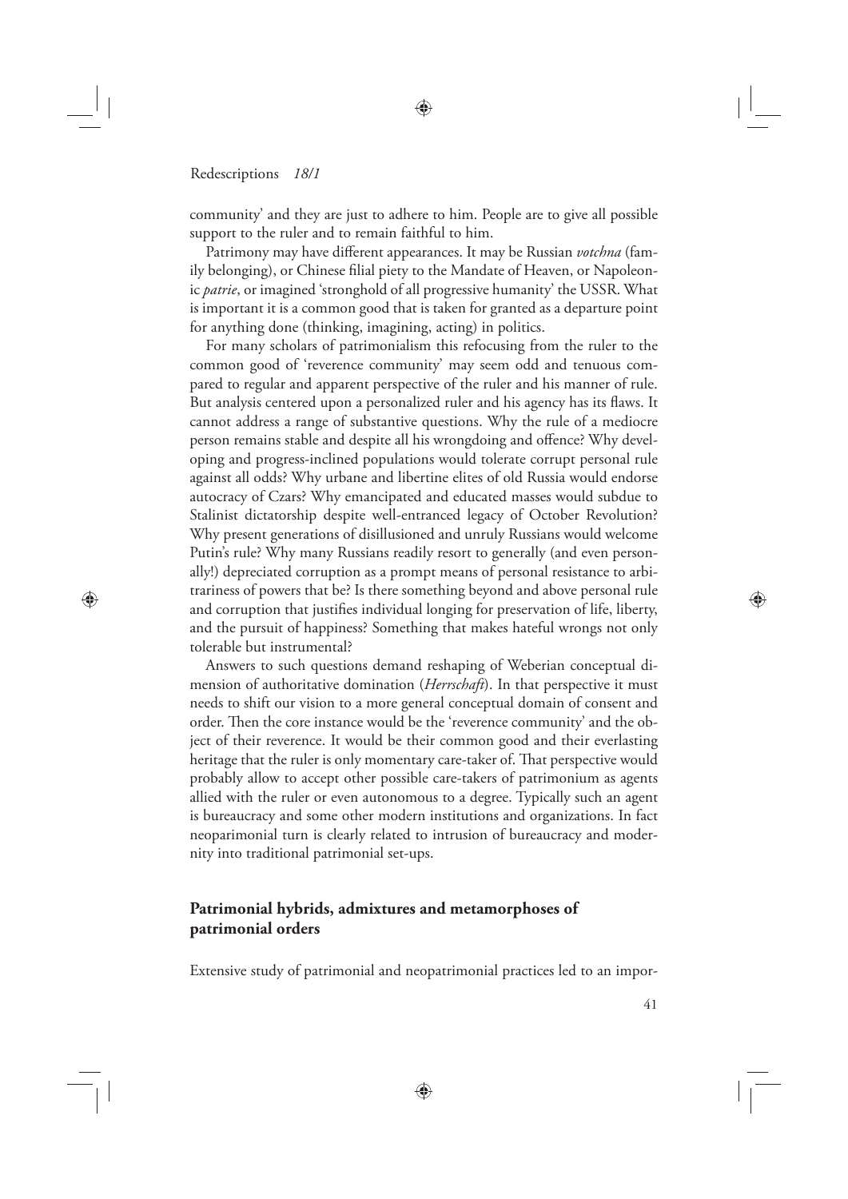community' and they are just to adhere to him. People are to give all possible support to the ruler and to remain faithful to him.

Patrimony may have different appearances. It may be Russian *votchna* (family belonging), or Chinese filial piety to the Mandate of Heaven, or Napoleonic *patrie*, or imagined 'stronghold of all progressive humanity' the USSR. What is important it is a common good that is taken for granted as a departure point for anything done (thinking, imagining, acting) in politics.

For many scholars of patrimonialism this refocusing from the ruler to the common good of 'reverence community' may seem odd and tenuous compared to regular and apparent perspective of the ruler and his manner of rule. But analysis centered upon a personalized ruler and his agency has its flaws. It cannot address a range of substantive questions. Why the rule of a mediocre person remains stable and despite all his wrongdoing and offence? Why developing and progress-inclined populations would tolerate corrupt personal rule against all odds? Why urbane and libertine elites of old Russia would endorse autocracy of Czars? Why emancipated and educated masses would subdue to Stalinist dictatorship despite well-entranced legacy of October Revolution? Why present generations of disillusioned and unruly Russians would welcome Putin's rule? Why many Russians readily resort to generally (and even personally!) depreciated corruption as a prompt means of personal resistance to arbitrariness of powers that be? Is there something beyond and above personal rule and corruption that justifies individual longing for preservation of life, liberty, and the pursuit of happiness? Something that makes hateful wrongs not only tolerable but instrumental?

Answers to such questions demand reshaping of Weberian conceptual dimension of authoritative domination (*Herrschaft*). In that perspective it must needs to shift our vision to a more general conceptual domain of consent and order. Then the core instance would be the 'reverence community' and the object of their reverence. It would be their common good and their everlasting heritage that the ruler is only momentary care-taker of. That perspective would probably allow to accept other possible care-takers of patrimonium as agents allied with the ruler or even autonomous to a degree. Typically such an agent is bureaucracy and some other modern institutions and organizations. In fact neoparimonial turn is clearly related to intrusion of bureaucracy and modernity into traditional patrimonial set-ups.

## Patrimonial hybrids, admixtures and metamorphoses of patrimonial orders

Extensive study of patrimonial and neopatrimonial practices led to an impor-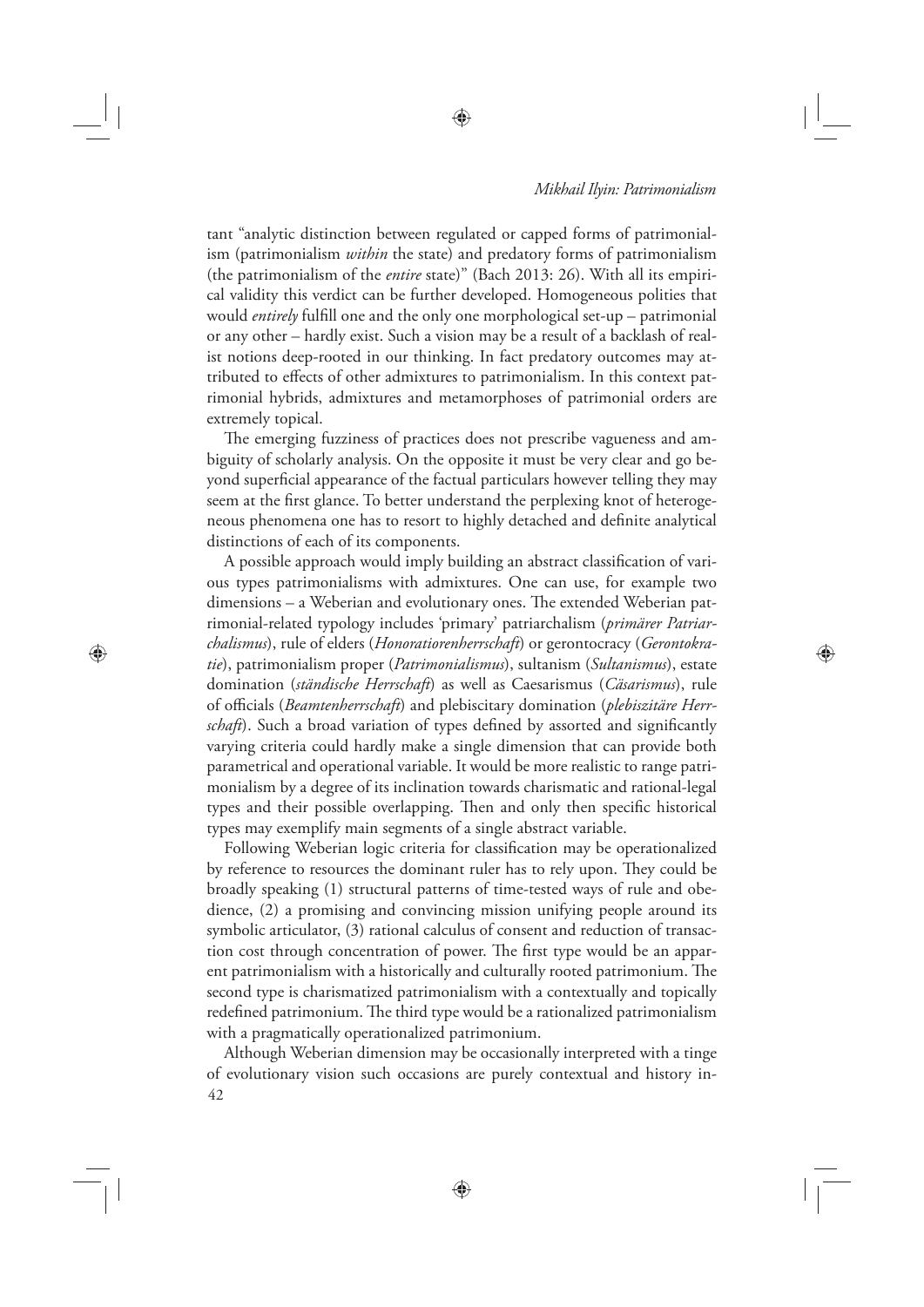tant "analytic distinction between regulated or capped forms of patrimonialism (patrimonialism *within* the state) and predatory forms of patrimonialism (the patrimonialism of the *entire* state)" (Bach 2013: 26). With all its empirical validity this verdict can be further developed. Homogeneous polities that would *entirely* fulfill one and the only one morphological set-up – patrimonial or any other – hardly exist. Such a vision may be a result of a backlash of realist notions deep-rooted in our thinking. In fact predatory outcomes may attributed to effects of other admixtures to patrimonialism. In this context patrimonial hybrids, admixtures and metamorphoses of patrimonial orders are extremely topical.

The emerging fuzziness of practices does not prescribe vagueness and ambiguity of scholarly analysis. On the opposite it must be very clear and go beyond superficial appearance of the factual particulars however telling they may seem at the first glance. To better understand the perplexing knot of heterogeneous phenomena one has to resort to highly detached and definite analytical distinctions of each of its components.

A possible approach would imply building an abstract classification of various types patrimonialisms with admixtures. One can use, for example two dimensions – a Weberian and evolutionary ones. The extended Weberian patrimonial-related typology includes 'primary' patriarchalism (*primärer Patriarchalismus*), rule of elders (*Honoratiorenherrschaft*) or gerontocracy (*Gerontokratie*), patrimonialism proper (*Patrimonialismus*), sultanism (*Sultanismus*), estate domination (*ständische Herrschaft*) as well as Caesarismus (*Cäsarismus*), rule of officials (*Beamtenherrschaft*) and plebiscitary domination (*plebiszitäre Herrschaft*). Such a broad variation of types defined by assorted and significantly varying criteria could hardly make a single dimension that can provide both parametrical and operational variable. It would be more realistic to range patrimonialism by a degree of its inclination towards charismatic and rational-legal types and their possible overlapping. Then and only then specific historical types may exemplify main segments of a single abstract variable.

Following Weberian logic criteria for classification may be operationalized by reference to resources the dominant ruler has to rely upon. They could be broadly speaking (1) structural patterns of time-tested ways of rule and obedience, (2) a promising and convincing mission unifying people around its symbolic articulator, (3) rational calculus of consent and reduction of transaction cost through concentration of power. The first type would be an apparent patrimonialism with a historically and culturally rooted patrimonium. The second type is charismatized patrimonialism with a contextually and topically redefined patrimonium. The third type would be a rationalized patrimonialism with a pragmatically operationalized patrimonium.

Although Weberian dimension may be occasionally interpreted with a tinge of evolutionary vision such occasions are purely contextual and history in-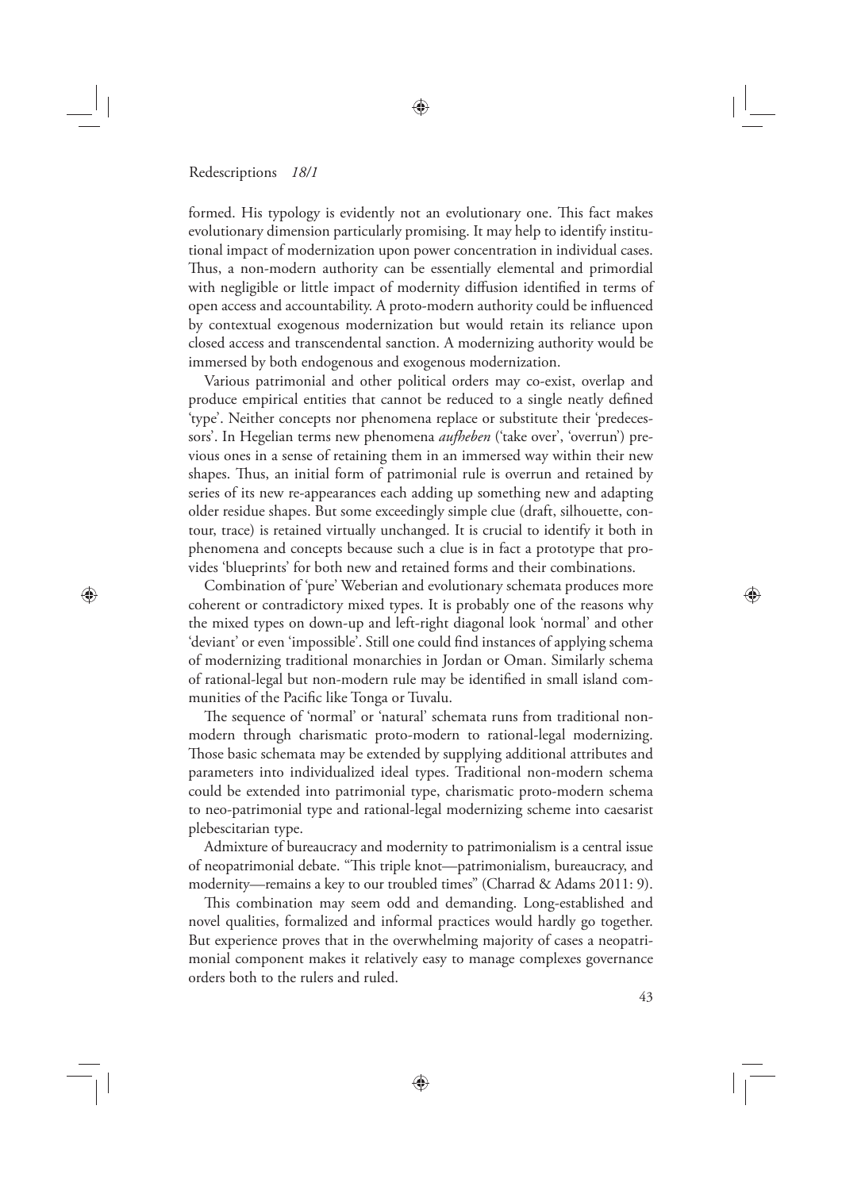formed. His typology is evidently not an evolutionary one. This fact makes evolutionary dimension particularly promising. It may help to identify institutional impact of modernization upon power concentration in individual cases. Thus, a non-modern authority can be essentially elemental and primordial with negligible or little impact of modernity diffusion identified in terms of open access and accountability. A proto-modern authority could be influenced by contextual exogenous modernization but would retain its reliance upon closed access and transcendental sanction. A modernizing authority would be immersed by both endogenous and exogenous modernization.

Various patrimonial and other political orders may co-exist, overlap and produce empirical entities that cannot be reduced to a single neatly defined 'type'. Neither concepts nor phenomena replace or substitute their 'predecessors'. In Hegelian terms new phenomena *aufheben* ('take over', 'overrun') previous ones in a sense of retaining them in an immersed way within their new shapes. Thus, an initial form of patrimonial rule is overrun and retained by series of its new re-appearances each adding up something new and adapting older residue shapes. But some exceedingly simple clue (draft, silhouette, contour, trace) is retained virtually unchanged. It is crucial to identify it both in phenomena and concepts because such a clue is in fact a prototype that provides 'blueprints' for both new and retained forms and their combinations.

Combination of 'pure' Weberian and evolutionary schemata produces more coherent or contradictory mixed types. It is probably one of the reasons why the mixed types on down-up and left-right diagonal look 'normal' and other 'deviant' or even 'impossible'. Still one could find instances of applying schema of modernizing traditional monarchies in Jordan or Oman. Similarly schema of rational-legal but non-modern rule may be identified in small island communities of the Pacific like Tonga or Tuvalu.

The sequence of 'normal' or 'natural' schemata runs from traditional non-modern through charismatic proto-modern to rational-legal modernizing. Those basic schemata may be extended by supplying additional attributes and parameters into individualized ideal types. Traditional non-modern schema could be extended into patrimonial type, charismatic proto-modern schema to neo-patrimonial type and rational-legal modernizing scheme into caesarist plebescitarian type.

Admixture of bureaucracy and modernity to patrimonialism is a central issue of neopatrimonial debate. "This triple knot—patrimonialism, bureaucracy, and modernity—remains a key to our troubled times" (Charrad & Adams 2011: 9).

This combination may seem odd and demanding. Long-established and novel qualities, formalized and informal practices would hardly go together. But experience proves that in the overwhelming majority of cases a neopatrimonial component makes it relatively easy to manage complexes governance orders both to the rulers and ruled.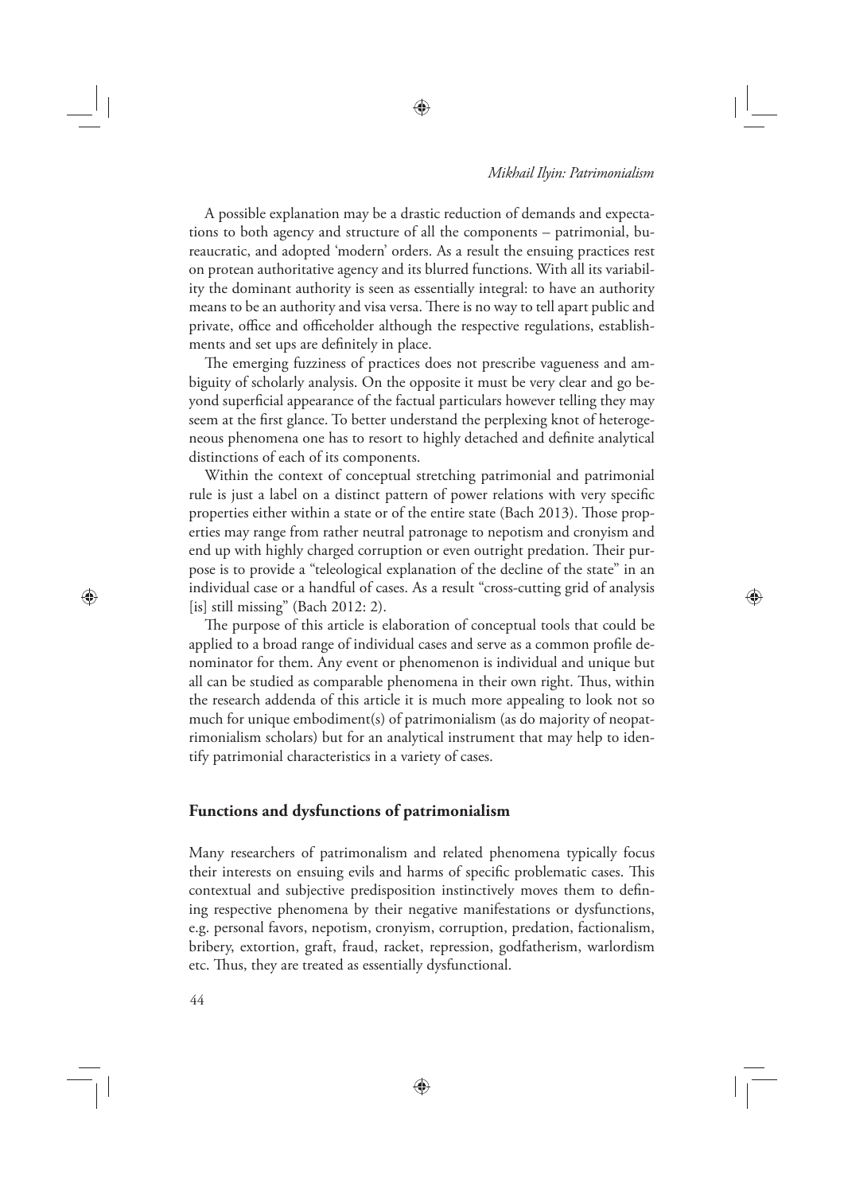A possible explanation may be a drastic reduction of demands and expectations to both agency and structure of all the components – patrimonial, bureaucratic, and adopted 'modern' orders. As a result the ensuing practices rest on protean authoritative agency and its blurred functions. With all its variability the dominant authority is seen as essentially integral: to have an authority means to be an authority and visa versa. There is no way to tell apart public and private, office and officeholder although the respective regulations, establishments and set ups are definitely in place.

The emerging fuzziness of practices does not prescribe vagueness and ambiguity of scholarly analysis. On the opposite it must be very clear and go beyond superficial appearance of the factual particulars however telling they may seem at the first glance. To better understand the perplexing knot of heterogeneous phenomena one has to resort to highly detached and definite analytical distinctions of each of its components.

Within the context of conceptual stretching patrimonial and patrimonial rule is just a label on a distinct pattern of power relations with very specific properties either within a state or of the entire state (Bach 2013). Those properties may range from rather neutral patronage to nepotism and cronyism and end up with highly charged corruption or even outright predation. Their purpose is to provide a "teleological explanation of the decline of the state" in an individual case or a handful of cases. As a result "cross-cutting grid of analysis [is] still missing" (Bach 2012: 2).

The purpose of this article is elaboration of conceptual tools that could be applied to a broad range of individual cases and serve as a common profile denominator for them. Any event or phenomenon is individual and unique but all can be studied as comparable phenomena in their own right. Thus, within the research addenda of this article it is much more appealing to look not so much for unique embodiment(s) of patrimonialism (as do majority of neopatrimonialism scholars) but for an analytical instrument that may help to identify patrimonial characteristics in a variety of cases.

## Functions and dysfunctions of patrimonialism

Many researchers of patrimonalism and related phenomena typically focus their interests on ensuing evils and harms of specific problematic cases. This contextual and subjective predisposition instinctively moves them to defining respective phenomena by their negative manifestations or dysfunctions, e.g. personal favors, nepotism, cronyism, corruption, predation, factionalism, bribery, extortion, graft, fraud, racket, repression, godfatherism, warlordism etc. Thus, they are treated as essentially dysfunctional.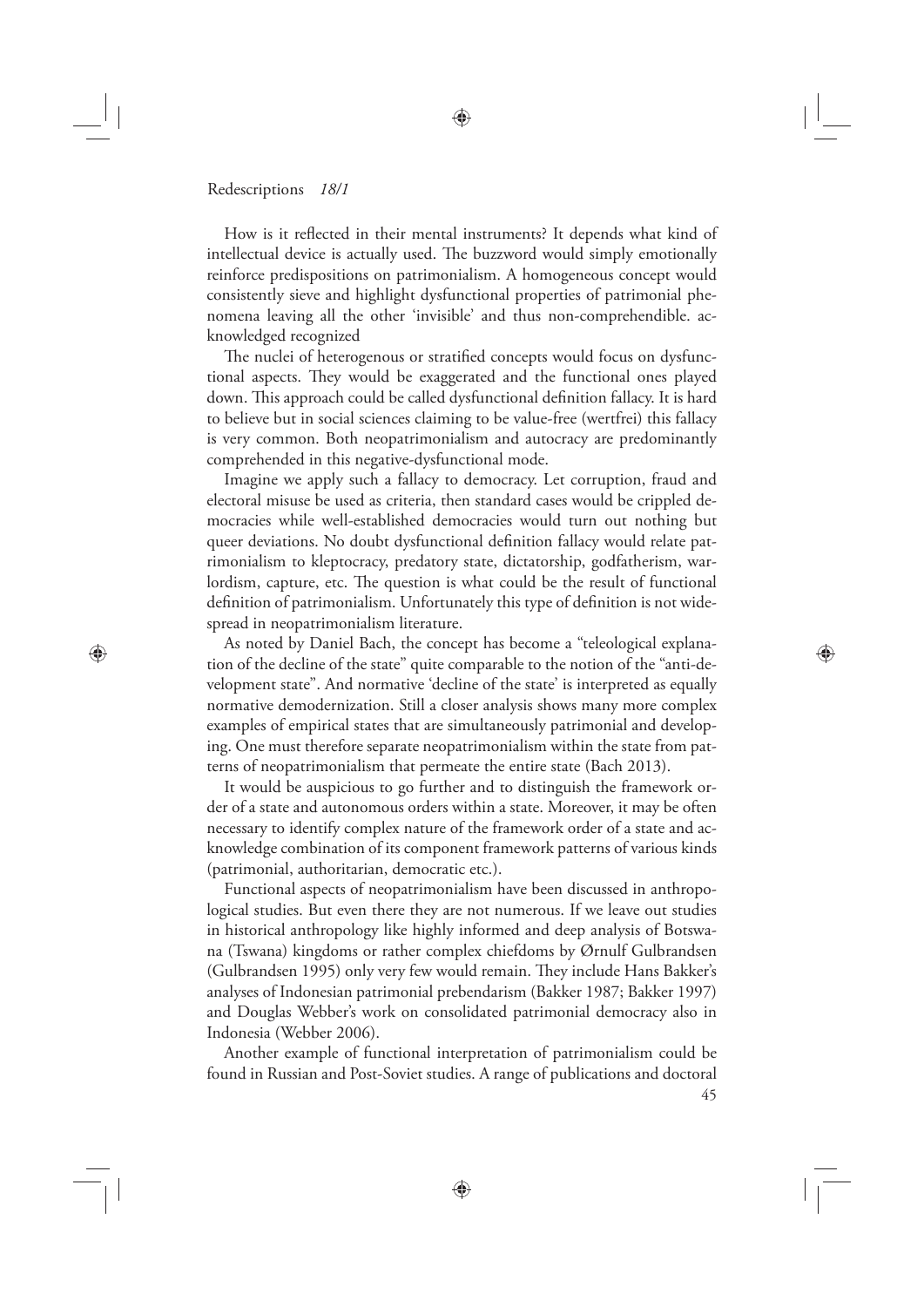How is it reflected in their mental instruments? It depends what kind of intellectual device is actually used. The buzzword would simply emotionally reinforce predispositions on patrimonialism. A homogeneous concept would consistently sieve and highlight dysfunctional properties of patrimonial phenomena leaving all the other 'invisible' and thus non-comprehendible. acknowledged recognized

The nuclei of heterogenous or stratified concepts would focus on dysfunctional aspects. They would be exaggerated and the functional ones played down. This approach could be called dysfunctional definition fallacy. It is hard to believe but in social sciences claiming to be value-free (wertfrei) this fallacy is very common. Both neopatrimonialism and autocracy are predominantly comprehended in this negative-dysfunctional mode.

Imagine we apply such a fallacy to democracy. Let corruption, fraud and electoral misuse be used as criteria, then standard cases would be crippled democracies while well-established democracies would turn out nothing but queer deviations. No doubt dysfunctional definition fallacy would relate patrimonialism to kleptocracy, predatory state, dictatorship, godfatherism, warlordism, capture, etc. The question is what could be the result of functional definition of patrimonialism. Unfortunately this type of definition is not widespread in neopatrimonialism literature.

As noted by Daniel Bach, the concept has become a "teleological explanation of the decline of the state" quite comparable to the notion of the "anti-development state". And normative 'decline of the state' is interpreted as equally normative demodernization. Still a closer analysis shows many more complex examples of empirical states that are simultaneously patrimonial and developing. One must therefore separate neopatrimonialism within the state from patterns of neopatrimonialism that permeate the entire state (Bach 2013).

It would be auspicious to go further and to distinguish the framework order of a state and autonomous orders within a state. Moreover, it may be often necessary to identify complex nature of the framework order of a state and acknowledge combination of its component framework patterns of various kinds (patrimonial, authoritarian, democratic etc.).

Functional aspects of neopatrimonialism have been discussed in anthropological studies. But even there they are not numerous. If we leave out studies in historical anthropology like highly informed and deep analysis of Botswana (Tswana) kingdoms or rather complex chiefdoms by Ørnulf Gulbrandsen (Gulbrandsen 1995) only very few would remain. They include Hans Bakker's analyses of Indonesian patrimonial prebendarism (Bakker 1987; Bakker 1997) and Douglas Webber's work on consolidated patrimonial democracy also in Indonesia (Webber 2006).

Another example of functional interpretation of patrimonialism could be found in Russian and Post-Soviet studies. A range of publications and doctoral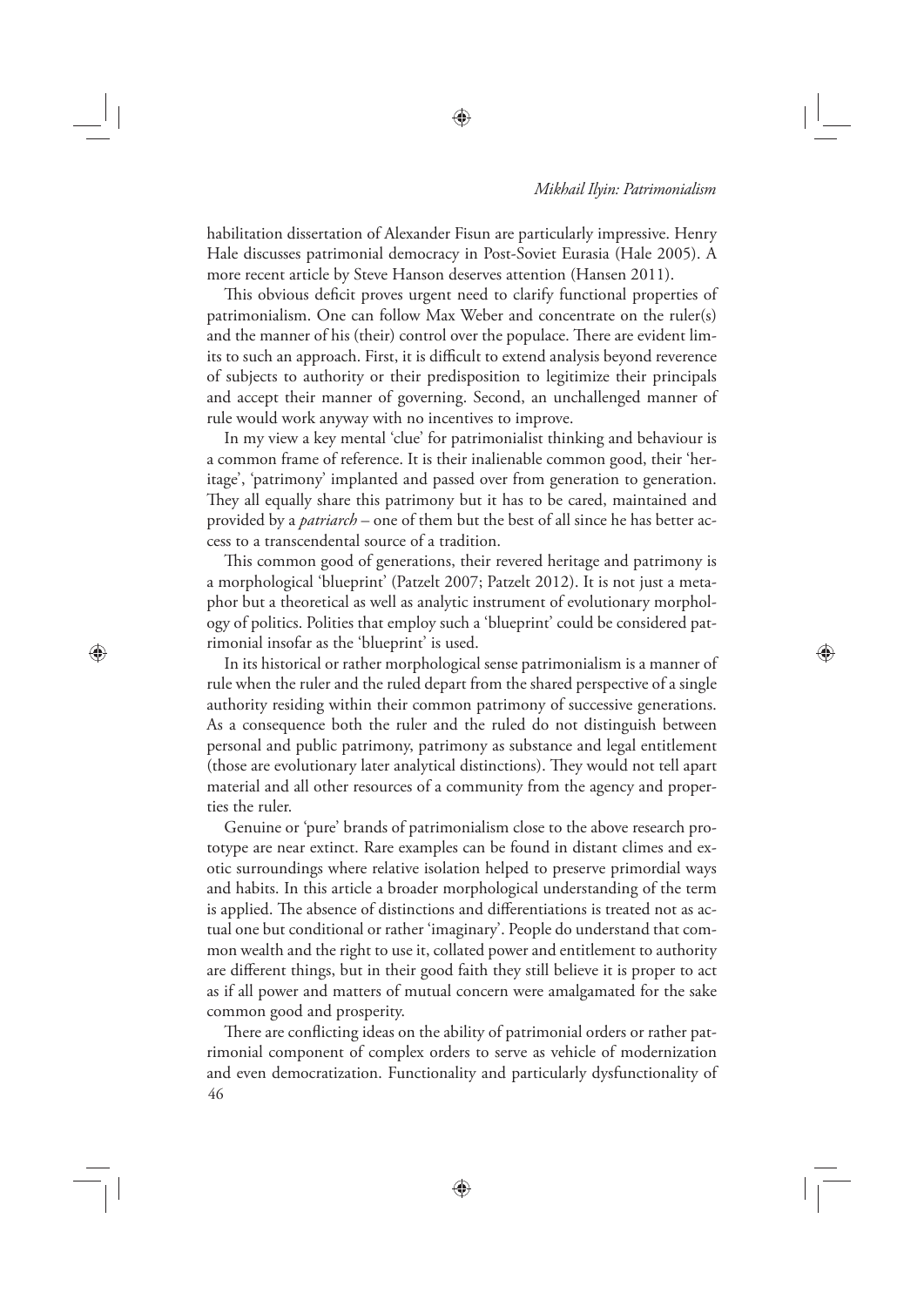habilitation dissertation of Alexander Fisun are particularly impressive. Henry Hale discusses patrimonial democracy in Post-Soviet Eurasia (Hale 2005). A more recent article by Steve Hanson deserves attention (Hansen 2011).

This obvious deficit proves urgent need to clarify functional properties of patrimonialism. One can follow Max Weber and concentrate on the ruler(s) and the manner of his (their) control over the populace. There are evident limits to such an approach. First, it is difficult to extend analysis beyond reverence of subjects to authority or their predisposition to legitimize their principals and accept their manner of governing. Second, an unchallenged manner of rule would work anyway with no incentives to improve.

In my view a key mental 'clue' for patrimonialist thinking and behaviour is a common frame of reference. It is their inalienable common good, their 'heritage', 'patrimony' implanted and passed over from generation to generation. They all equally share this patrimony but it has to be cared, maintained and provided by a *patriarch* – one of them but the best of all since he has better access to a transcendental source of a tradition.

This common good of generations, their revered heritage and patrimony is a morphological 'blueprint' (Patzelt 2007; Patzelt 2012). It is not just a metaphor but a theoretical as well as analytic instrument of evolutionary morphology of politics. Polities that employ such a 'blueprint' could be considered patrimonial insofar as the 'blueprint' is used.

In its historical or rather morphological sense patrimonialism is a manner of rule when the ruler and the ruled depart from the shared perspective of a single authority residing within their common patrimony of successive generations. As a consequence both the ruler and the ruled do not distinguish between personal and public patrimony, patrimony as substance and legal entitlement (those are evolutionary later analytical distinctions). They would not tell apart material and all other resources of a community from the agency and properties the ruler.

Genuine or 'pure' brands of patrimonialism close to the above research prototype are near extinct. Rare examples can be found in distant climes and exotic surroundings where relative isolation helped to preserve primordial ways and habits. In this article a broader morphological understanding of the term is applied. The absence of distinctions and differentiations is treated not as actual one but conditional or rather 'imaginary'. People do understand that common wealth and the right to use it, collated power and entitlement to authority are different things, but in their good faith they still believe it is proper to act as if all power and matters of mutual concern were amalgamated for the sake common good and prosperity.

There are conflicting ideas on the ability of patrimonial orders or rather patrimonial component of complex orders to serve as vehicle of modernization and even democratization. Functionality and particularly dysfunctionality of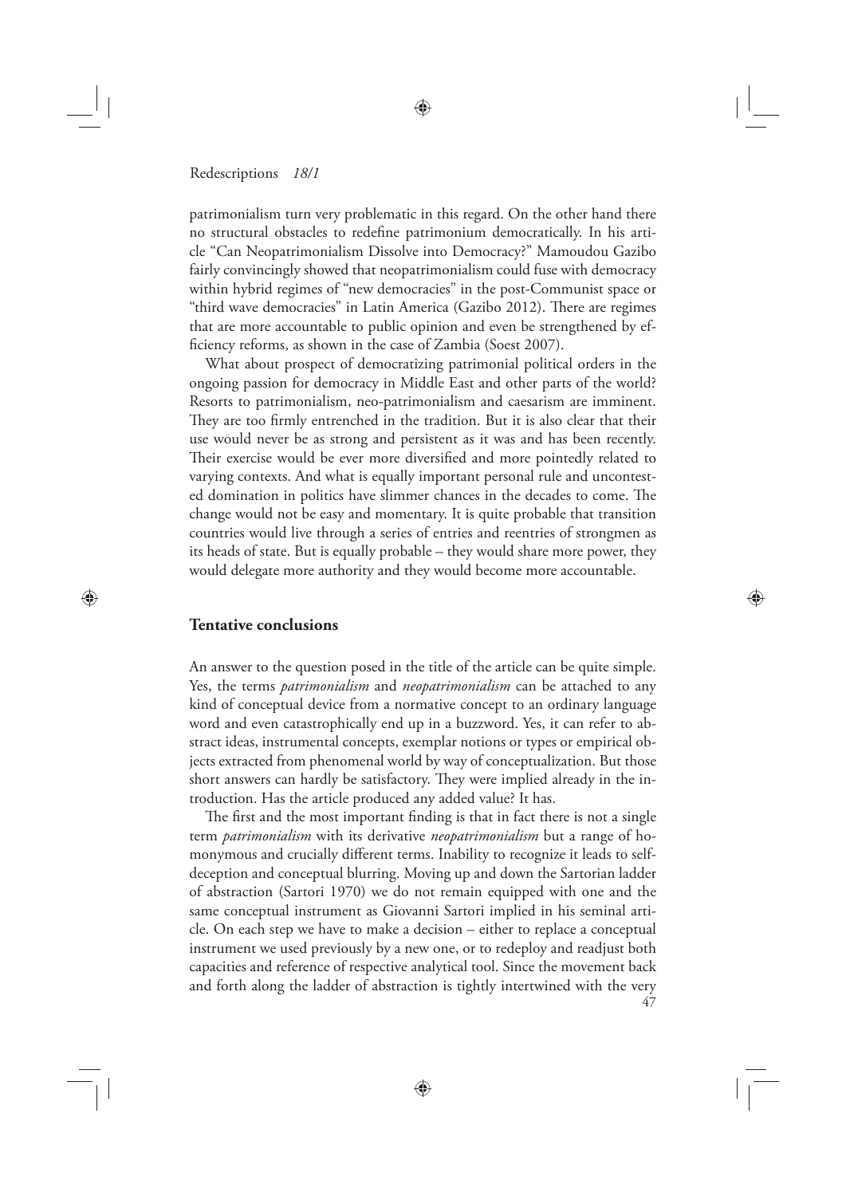patrimonialism turn very problematic in this regard. On the other hand there no structural obstacles to redefine patrimonium democratically. In his article "Can Neopatrimonialism Dissolve into Democracy?" Mamoudou Gazibo fairly convincingly showed that neopatrimonialism could fuse with democracy within hybrid regimes of "new democracies" in the post-Communist space or "third wave democracies" in Latin America (Gazibo 2012). There are regimes that are more accountable to public opinion and even be strengthened by efficiency reforms, as shown in the case of Zambia (Soest 2007).

What about prospect of democratizing patrimonial political orders in the ongoing passion for democracy in Middle East and other parts of the world? Resorts to patrimonialism, neo-patrimonialism and caesarism are imminent. They are too firmly entrenched in the tradition. But it is also clear that their use would never be as strong and persistent as it was and has been recently. Their exercise would be ever more diversified and more pointedly related to varying contexts. And what is equally important personal rule and uncontested domination in politics have slimmer chances in the decades to come. The change would not be easy and momentary. It is quite probable that transition countries would live through a series of entries and reentries of strongmen as its heads of state. But is equally probable – they would share more power, they would delegate more authority and they would become more accountable.

## Tentative conclusions

An answer to the question posed in the title of the article can be quite simple. Yes, the terms *patrimonialism* and *neopatrimonialism* can be attached to any kind of conceptual device from a normative concept to an ordinary language word and even catastrophically end up in a buzzword. Yes, it can refer to abstract ideas, instrumental concepts, exemplar notions or types or empirical objects extracted from phenomenal world by way of conceptualization. But those short answers can hardly be satisfactory. They were implied already in the introduction. Has the article produced any added value? It has.

The first and the most important finding is that in fact there is not a single term *patrimonialism* with its derivative *neopatrimonialism* but a range of homonymous and crucially different terms. Inability to recognize it leads to self-deception and conceptual blurring. Moving up and down the Sartorian ladder of abstraction (Sartori 1970) we do not remain equipped with one and the same conceptual instrument as Giovanni Sartori implied in his seminal article. On each step we have to make a decision – either to replace a conceptual instrument we used previously by a new one, or to redeploy and readjust both capacities and reference of respective analytical tool. Since the movement back and forth along the ladder of abstraction is tightly intertwined with the very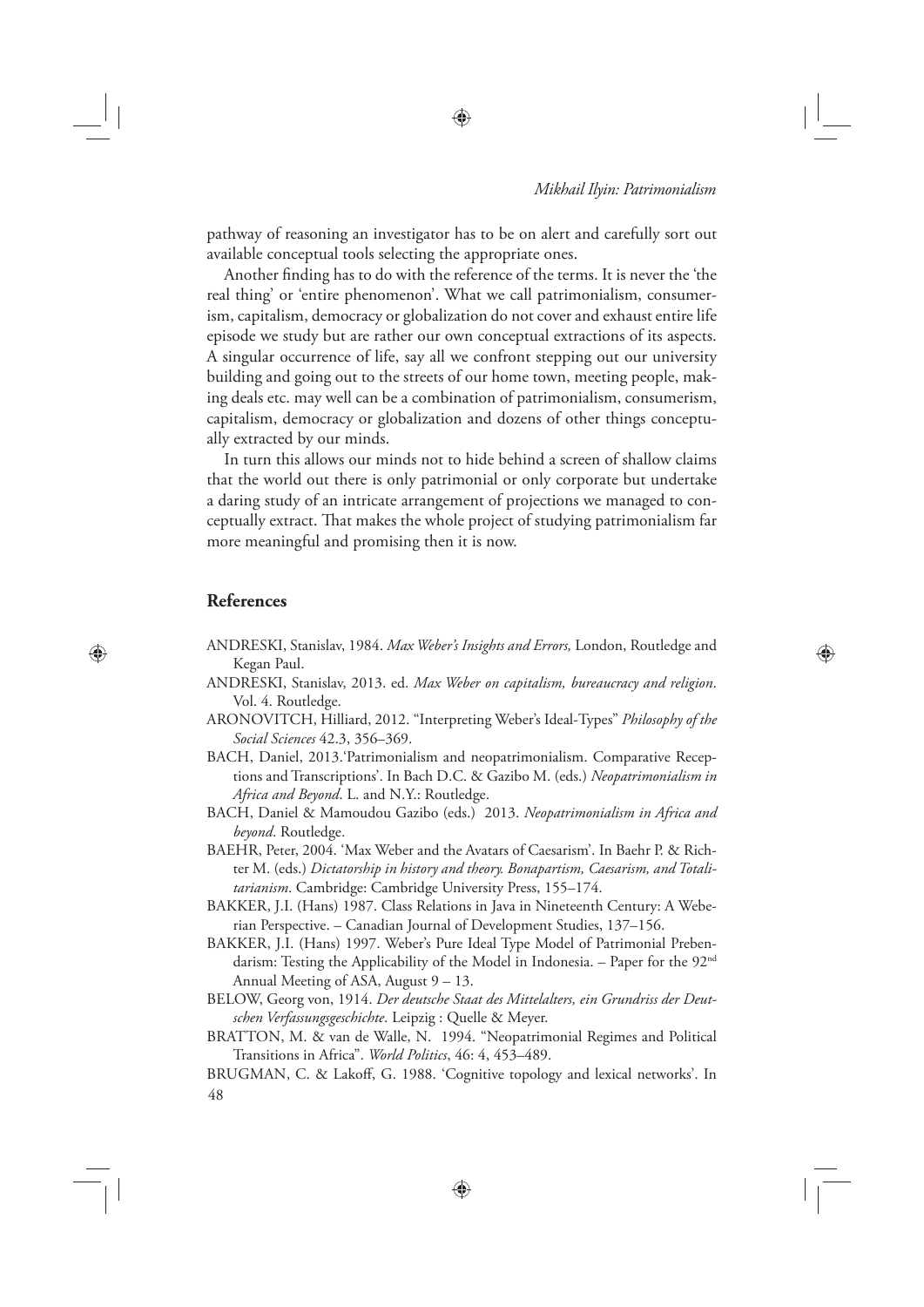pathway of reasoning an investigator has to be on alert and carefully sort out available conceptual tools selecting the appropriate ones.

Another finding has to do with the reference of the terms. It is never the 'the real thing' or 'entire phenomenon'. What we call patrimonialism, consumerism, capitalism, democracy or globalization do not cover and exhaust entire life episode we study but are rather our own conceptual extractions of its aspects. A singular occurrence of life, say all we confront stepping out our university building and going out to the streets of our home town, meeting people, making deals etc. may well can be a combination of patrimonialism, consumerism, capitalism, democracy or globalization and dozens of other things conceptually extracted by our minds.

In turn this allows our minds not to hide behind a screen of shallow claims that the world out there is only patrimonial or only corporate but undertake a daring study of an intricate arrangement of projections we managed to conceptually extract. That makes the whole project of studying patrimonialism far more meaningful and promising then it is now.

## References

ANDRESKI, Stanislav, 1984. *Max Weber's Insights and Errors,* London, Routledge and Kegan Paul.

ANDRESKI, Stanislav, 2013. ed. *Max Weber on capitalism, bureaucracy and religion*. Vol. 4. Routledge.

ARONOVITCH, Hilliard, 2012. "Interpreting Weber's Ideal-Types" *Philosophy of the Social Sciences* 42.3, 356–369.

BACH, Daniel, 2013.'Patrimonialism and neopatrimonialism. Comparative Receptions and Transcriptions'. In Bach D.C. & Gazibo M. (eds.) *Neopatrimonialism in Africa and Beyond*. L. and N.Y.: Routledge.

BACH, Daniel & Mamoudou Gazibo (eds.) 2013. *Neopatrimonialism in Africa and beyond*. Routledge.

BAEHR, Peter, 2004. 'Max Weber and the Avatars of Caesarism'. In Baehr P. & Richter M. (eds.) *Dictatorship in history and theory. Bonapartism, Caesarism, and Totalitarianism*. Cambridge: Cambridge University Press, 155–174.

BAKKER, J.I. (Hans) 1987. Class Relations in Java in Nineteenth Century: A Weberian Perspective. – Canadian Journal of Development Studies, 137–156.

BAKKER, J.I. (Hans) 1997. Weber's Pure Ideal Type Model of Patrimonial Prebendarism: Testing the Applicability of the Model in Indonesia. – Paper for the 92nd Annual Meeting of ASA, August 9 – 13.

BELOW, Georg von, 1914. *Der deutsche Staat des Mittelalters, ein Grundriss der Deutschen Verfassungsgeschichte*. Leipzig : Quelle & Meyer.

BRATTON, M. & van de Walle, N. 1994. "Neopatrimonial Regimes and Political Transitions in Africa". *World Politics*, 46: 4, 453–489.

BRUGMAN, C. & Lakoff, G. 1988. 'Cognitive topology and lexical networks'. In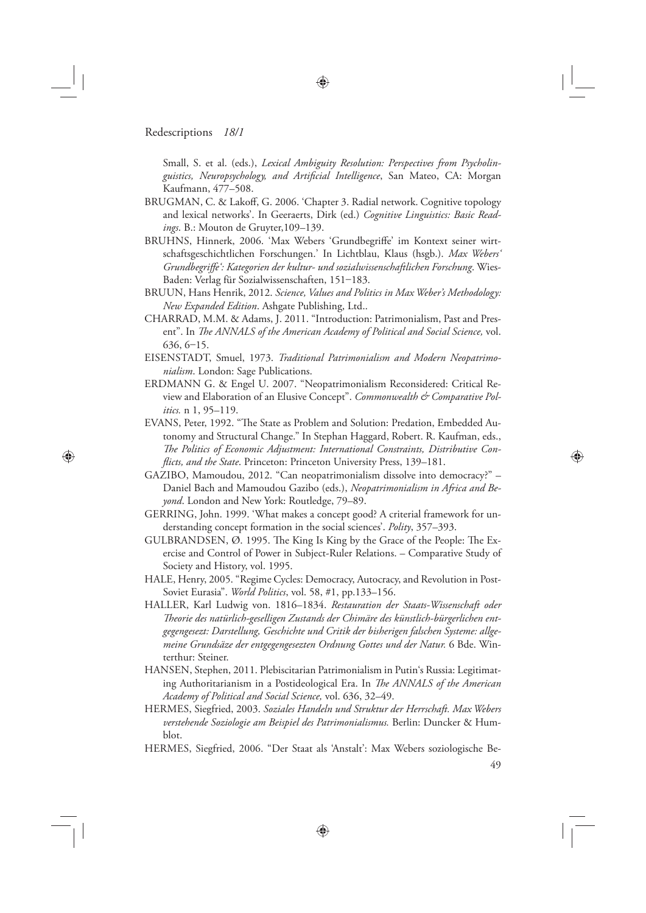Small, S. et al. (eds.), *Lexical Ambiguity Resolution: Perspectives from Psycholinguistics, Neuropsychology, and Artificial Intelligence*, San Mateo, CA: Morgan Kaufmann, 477–508.

BRUGMAN, C. & Lakoff, G. 2006. 'Chapter 3. Radial network. Cognitive topology and lexical networks'. In Geeraerts, Dirk (ed.) *Cognitive Linguistics: Basic Readings*. B.: Mouton de Gruyter,109–139.

BRUHNS, Hinnerk, 2006. 'Max Webers 'Grundbegriffe' im Kontext seiner wirtschaftsgeschichtlichen Forschungen.' In Lichtblau, Klaus (hsgb.). *Max Webers' Grundbegriffe': Kategorien der kultur- und sozialwissenschaftlichen Forschung*. Wies-Baden: Verlag für Sozialwissenschaften, 151−183.

BRUUN, Hans Henrik, 2012. *Science, Values and Politics in Max Weber's Methodology: New Expanded Edition*. Ashgate Publishing, Ltd..

CHARRAD, M.M. & Adams, J. 2011. "Introduction: Patrimonialism, Past and Present". In *The ANNALS of the American Academy of Political and Social Science,* vol. 636, 6−15.

EISENSTADT, Smuel, 1973. *Traditional Patrimonialism and Modern Neopatrimonialism*. London: Sage Publications.

ERDMANN G. & Engel U. 2007. "Neopatrimonialism Reconsidered: Critical Review and Elaboration of an Elusive Concept". *Commonwealth & Comparative Politics.* n 1, 95–119.

EVANS, Peter, 1992. "The State as Problem and Solution: Predation, Embedded Autonomy and Structural Change." In Stephan Haggard, Robert. R. Kaufman, eds., *The Politics of Economic Adjustment: International Constraints, Distributive Conflicts, and the State*. Princeton: Princeton University Press, 139–181.

GAZIBO, Mamoudou, 2012. "Can neopatrimonialism dissolve into democracy?" – Daniel Bach and Mamoudou Gazibo (eds.), *Neopatrimonialism in Africa and Beyond*. London and New York: Routledge, 79–89.

GERRING, John. 1999. 'What makes a concept good? A criterial framework for understanding concept formation in the social sciences'. *Polity*, 357–393.

GULBRANDSEN, Ø. 1995. The King Is King by the Grace of the People: The Exercise and Control of Power in Subject-Ruler Relations. – Comparative Study of Society and History, vol. 1995.

HALE, Henry, 2005. "Regime Cycles: Democracy, Autocracy, and Revolution in Post-Soviet Eurasia". *World Politics*, vol. 58, #1, pp.133–156.

HALLER, Karl Ludwig von. 1816–1834. *Restauration der Staats-Wissenschaft oder Theorie des natürlich-geselligen Zustands der Chimäre des künstlich-bürgerlichen entgegengesezt: Darstellung, Geschichte und Critik der bisherigen falschen Systeme: allgemeine Grundsäze der entgegengesezten Ordnung Gottes und der Natur.* 6 Bde. Winterthur: Steiner.

HANSEN, Stephen, 2011. Plebiscitarian Patrimonialism in Putin's Russia: Legitimating Authoritarianism in a Postideological Era. In *The ANNALS of the American Academy of Political and Social Science,* vol. 636, 32–49.

HERMES, Siegfried, 2003. *Soziales Handeln und Struktur der Herrschaft. Max Webers verstehende Soziologie am Beispiel des Patrimonialismus.* Berlin: Duncker & Humblot.

HERMES, Siegfried, 2006. "Der Staat als 'Anstalt': Max Webers soziologische Be-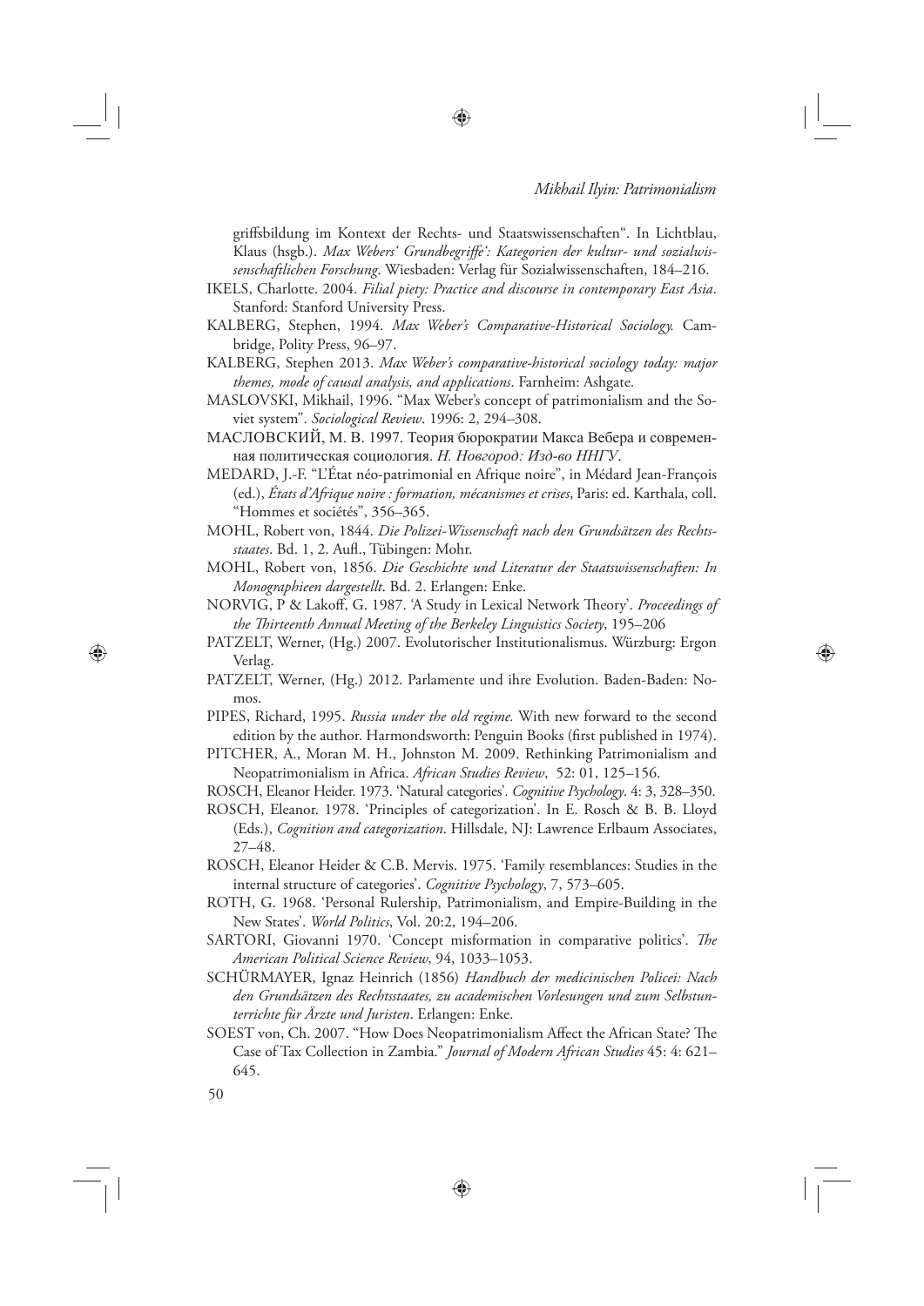griffsbildung im Kontext der Rechts- und Staatswissenschaften". In Lichtblau, Klaus (hsgb.). *Max Webers' Grundbegriffe': Kategorien der kultur- und sozialwissenschaftlichen Forschung*. Wiesbaden: Verlag für Sozialwissenschaften, 184–216.

IKELS, Charlotte. 2004. *Filial piety: Practice and discourse in contemporary East Asia*. Stanford: Stanford University Press.

KALBERG, Stephen, 1994. *Max Weber's Comparative-Historical Sociology.* Cambridge, Polity Press, 96–97.

KALBERG, Stephen 2013. *Max Weber's comparative-historical sociology today: major themes, mode of causal analysis, and applications*. Farnheim: Ashgate.

MASLOVSKI, Mikhail, 1996. "Max Weber's concept of patrimonialism and the Soviet system". *Sociological Review*. 1996: 2, 294–308.

МАСЛОВСКИЙ, М. В. 1997. Теория бюрократии Макса Вебера и современная политическая социология. *Н. Новгород: Изд-во ННГУ*.

MEDARD, J.-F. "L'État néo-patrimonial en Afrique noire", in Médard Jean-François (ed.), *États d'Afrique noire : formation, mécanismes et crises*, Paris: ed. Karthala, coll. "Hommes et sociétés", 356–365.

MOHL, Robert von, 1844. *Die Polizei-Wissenschaft nach den Grundsätzen des Rechtsstaates*. Bd. 1, 2. Aufl., Tübingen: Mohr.

MOHL, Robert von, 1856. *Die Geschichte und Literatur der Staatswissenschaften: In Monographieen dargestellt*. Bd. 2. Erlangen: Enke.

NORVIG, P & Lakoff, G. 1987. 'A Study in Lexical Network Theory'. *Proceedings of the Thirteenth Annual Meeting of the Berkeley Linguistics Society*, 195–206

PATZELT, Werner, (Hg.) 2007. Evolutorischer Institutionalismus. Würzburg: Ergon Verlag.

PATZELT, Werner, (Hg.) 2012. Parlamente und ihre Evolution. Baden-Baden: Nomos.

PIPES, Richard, 1995. *Russia under the old regime.* With new forward to the second edition by the author. Harmondsworth: Penguin Books (first published in 1974).

PITCHER, A., Moran M. H., Johnston M. 2009. Rethinking Patrimonialism and Neopatrimonialism in Africa. *African Studies Review*, 52: 01, 125–156.

ROSCH, Eleanor Heider. 1973. 'Natural categories'. *Cognitive Psychology*. 4: 3, 328–350.

ROSCH, Eleanor. 1978. 'Principles of categorization'. In E. Rosch & B. B. Lloyd (Eds.), *Cognition and categorization*. Hillsdale, NJ: Lawrence Erlbaum Associates, 27–48.

ROSCH, Eleanor Heider & C.B. Mervis. 1975. 'Family resemblances: Studies in the internal structure of categories'. *Cognitive Psychology*, 7, 573–605.

ROTH, G. 1968. 'Personal Rulership, Patrimonialism, and Empire-Building in the New States'. *World Politics*, Vol. 20:2, 194–206.

SARTORI, Giovanni 1970. 'Concept misformation in comparative politics'. *The American Political Science Review*, 94, 1033–1053.

SCHÜRMAYER, Ignaz Heinrich (1856) *Handbuch der medicinischen Policei: Nach den Grundsätzen des Rechtsstaates, zu academischen Vorlesungen und zum Selbstunterrichte für Ärzte und Juristen*. Erlangen: Enke.

SOEST von, Ch. 2007. "How Does Neopatrimonialism Affect the African State? The Case of Tax Collection in Zambia." *Journal of Modern African Studies* 45: 4: 621–645.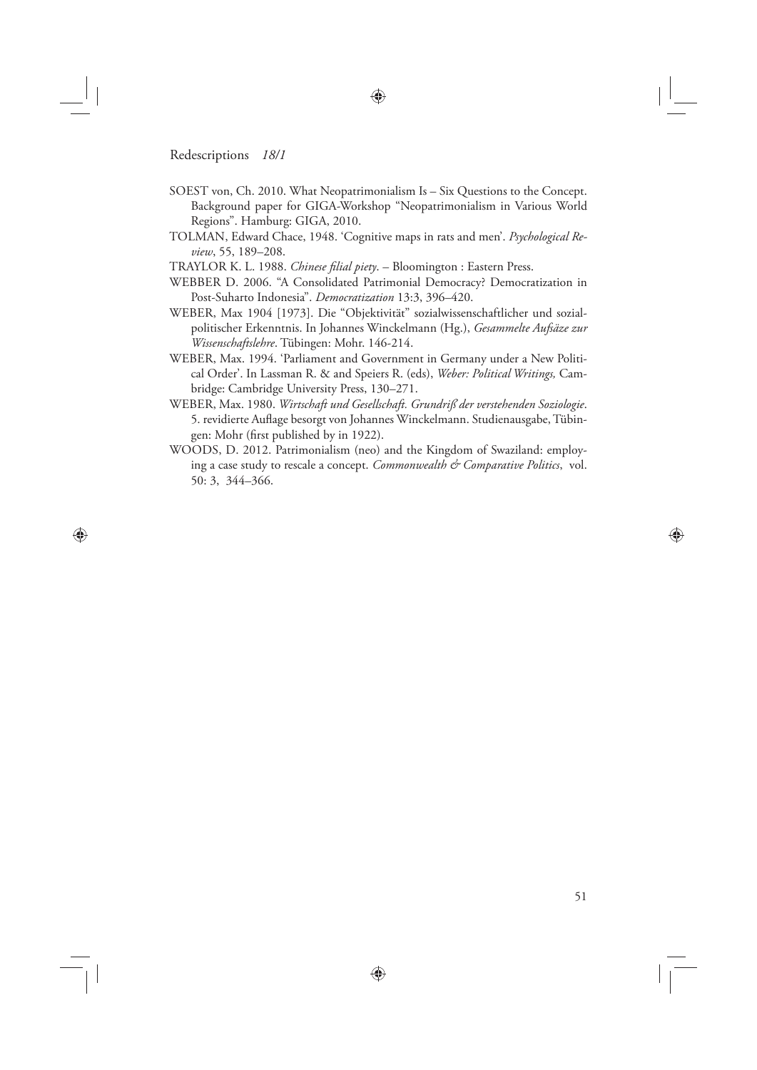SOEST von, Ch. 2010. What Neopatrimonialism Is – Six Questions to the Concept. Background paper for GIGA-Workshop "Neopatrimonialism in Various World Regions". Hamburg: GIGA, 2010.

TOLMAN, Edward Chace, 1948. 'Cognitive maps in rats and men'. *Psychological Review*, 55, 189–208.

TRAYLOR K. L. 1988. *Chinese filial piety*. – Bloomington : Eastern Press.

WEBBER D. 2006. "A Consolidated Patrimonial Democracy? Democratization in Post-Suharto Indonesia". *Democratization* 13:3, 396–420.

WEBER, Max 1904 [1973]. Die "Objektivität" sozialwissenschaftlicher und sozialpolitischer Erkenntnis. In Johannes Winckelmann (Hg.), *Gesammelte Aufsäze zur Wissenschaftslehre*. Tübingen: Mohr. 146-214.

WEBER, Max. 1994. 'Parliament and Government in Germany under a New Political Order'. In Lassman R. & and Speiers R. (eds), *Weber: Political Writings,* Cambridge: Cambridge University Press, 130–271.

WEBER, Max. 1980. *Wirtschaft und Gesellschaft. Grundriß der verstehenden Soziologie*. 5. revidierte Auflage besorgt von Johannes Winckelmann. Studienausgabe, Tübingen: Mohr (first published by in 1922).

WOODS, D. 2012. Patrimonialism (neo) and the Kingdom of Swaziland: employing a case study to rescale a concept. *Commonwealth & Comparative Politics*, vol. 50: 3, 344–366.